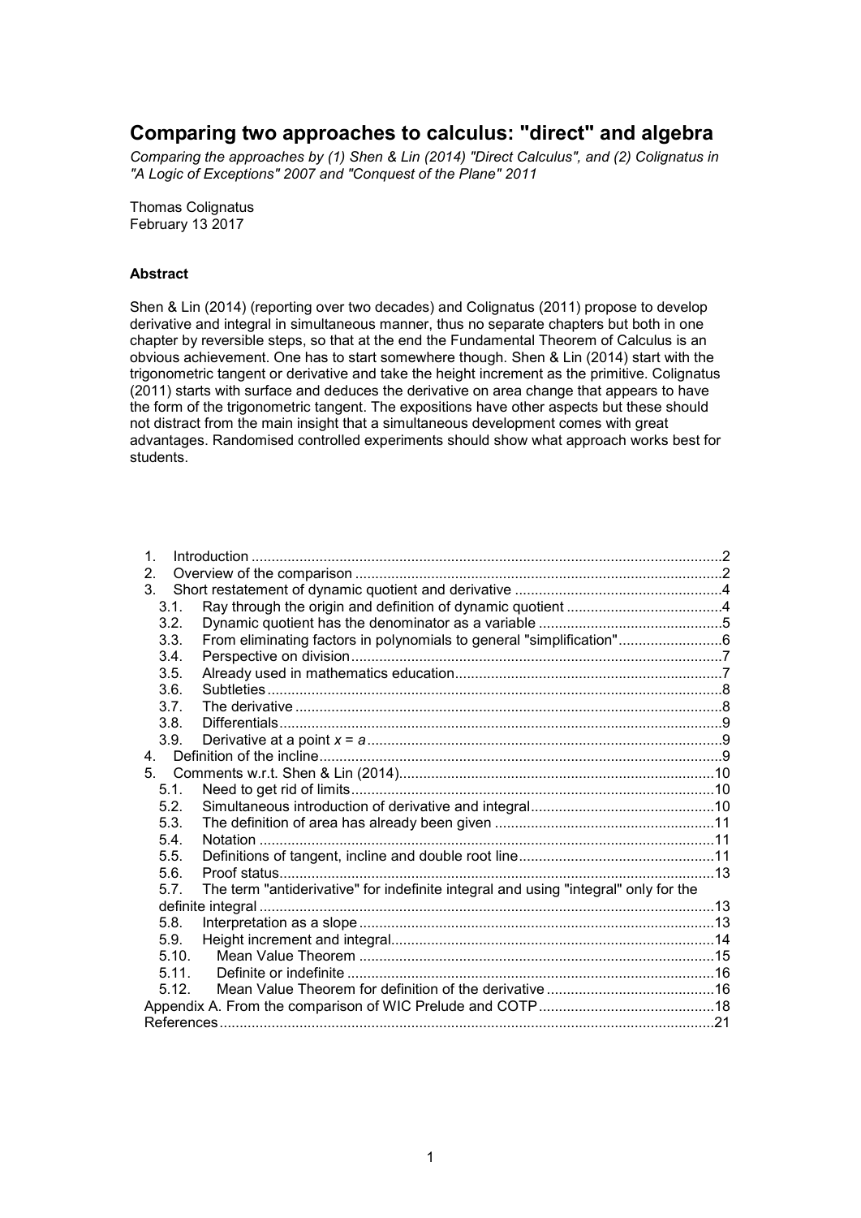# Comparing two approaches to calculus: "direct" and algebra

*Comparing the approaches by (1) Shen & Lin (2014) "Direct Calculus", and (2) Colignatus in "A Logic of Exceptions" 2007 and "Conquest of the Plane" 2011*

Thomas Colignatus
February 13 2017

**Abstract**

Shen & Lin (2014) (reporting over two decades) and Colignatus (2011) propose to develop derivative and integral in simultaneous manner, thus no separate chapters but both in one chapter by reversible steps, so that at the end the Fundamental Theorem of Calculus is an obvious achievement. One has to start somewhere though. Shen & Lin (2014) start with the trigonometric tangent or derivative and take the height increment as the primitive. Colignatus (2011) starts with surface and deduces the derivative on area change that appears to have the form of the trigonometric tangent. The expositions have other aspects but these should not distract from the main insight that a simultaneous development comes with great advantages. Randomised controlled experiments should show what approach works best for students.

1. Introduction .......... 2
2. Overview of the comparison .......... 2
3. Short restatement of dynamic quotient and derivative .......... 4
   - 3.1. Ray through the origin and definition of dynamic quotient .......... 4
   - 3.2. Dynamic quotient has the denominator as a variable .......... 5
   - 3.3. From eliminating factors in polynomials to general "simplification" .......... 6
   - 3.4. Perspective on division .......... 7
   - 3.5. Already used in mathematics education .......... 7
   - 3.6. Subtleties .......... 8
   - 3.7. The derivative .......... 8
   - 3.8. Differentials .......... 9
   - 3.9. Derivative at a point $x = a$ .......... 9
4. Definition of the incline .......... 9
5. Comments w.r.t. Shen & Lin (2014) .......... 10
   - 5.1. Need to get rid of limits .......... 10
   - 5.2. Simultaneous introduction of derivative and integral .......... 10
   - 5.3. The definition of area has already been given .......... 11
   - 5.4. Notation .......... 11
   - 5.5. Definitions of tangent, incline and double root line .......... 11
   - 5.6. Proof status .......... 13
   - 5.7. The term "antiderivative" for indefinite integral and using "integral" only for the definite integral .......... 13
   - 5.8. Interpretation as a slope .......... 13
   - 5.9. Height increment and integral .......... 14
   - 5.10. Mean Value Theorem .......... 15
   - 5.11. Definite or indefinite .......... 16
   - 5.12. Mean Value Theorem for definition of the derivative .......... 16

Appendix A. From the comparison of WIC Prelude and COTP .......... 18

References .......... 21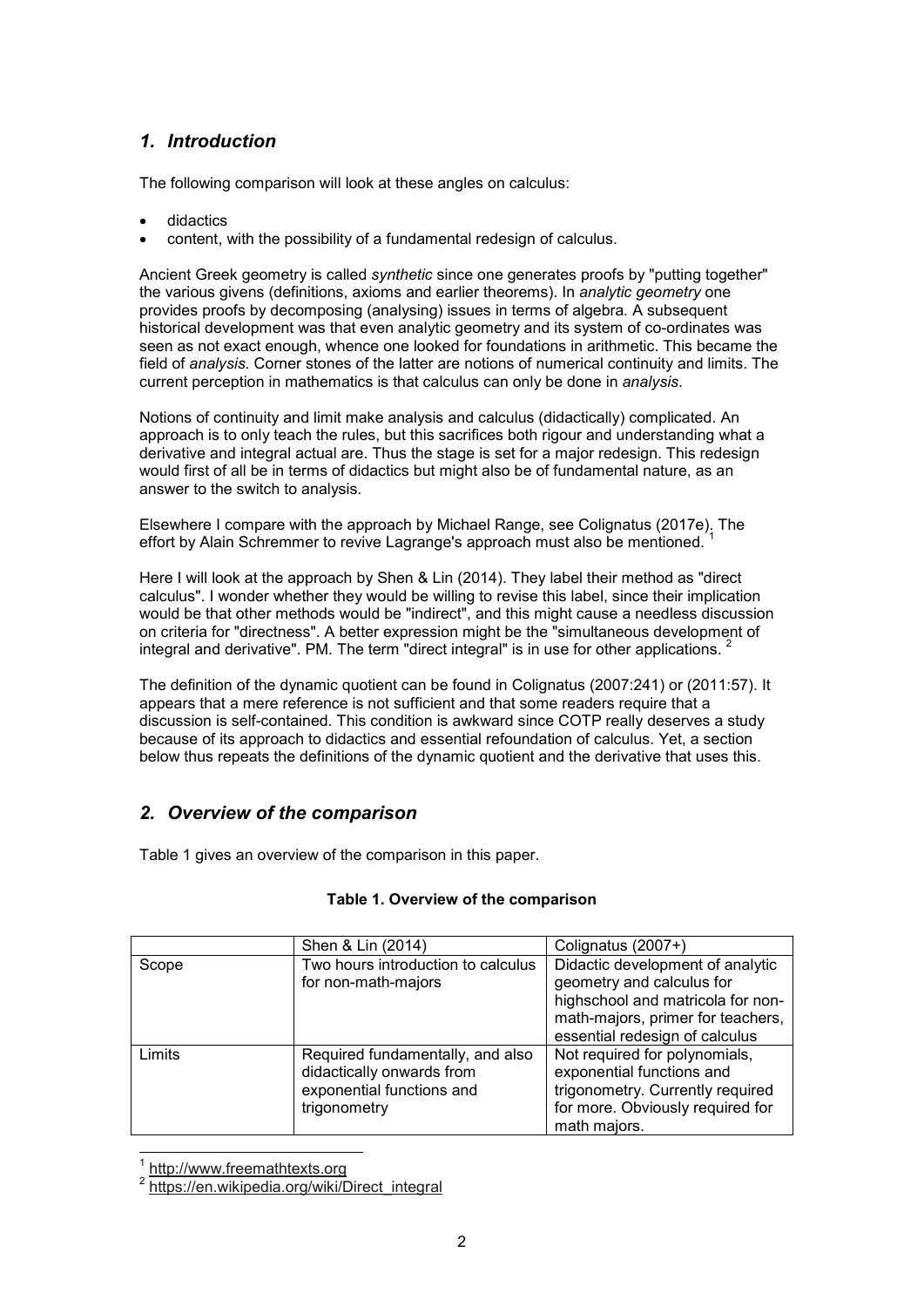## 1. Introduction

The following comparison will look at these angles on calculus:

- didactics
- content, with the possibility of a fundamental redesign of calculus.

Ancient Greek geometry is called *synthetic* since one generates proofs by "putting together" the various givens (definitions, axioms and earlier theorems). In *analytic geometry* one provides proofs by decomposing (analysing) issues in terms of algebra. A subsequent historical development was that even analytic geometry and its system of co-ordinates was seen as not exact enough, whence one looked for foundations in arithmetic. This became the field of *analysis*. Corner stones of the latter are notions of numerical continuity and limits. The current perception in mathematics is that calculus can only be done in *analysis*.

Notions of continuity and limit make analysis and calculus (didactically) complicated. An approach is to only teach the rules, but this sacrifices both rigour and understanding what a derivative and integral actual are. Thus the stage is set for a major redesign. This redesign would first of all be in terms of didactics but might also be of fundamental nature, as an answer to the switch to analysis.

Elsewhere I compare with the approach by Michael Range, see Colignatus (2017e). The effort by Alain Schremmer to revive Lagrange's approach must also be mentioned. [1]

Here I will look at the approach by Shen & Lin (2014). They label their method as "direct calculus". I wonder whether they would be willing to revise this label, since their implication would be that other methods would be "indirect", and this might cause a needless discussion on criteria for "directness". A better expression might be the "simultaneous development of integral and derivative". PM. The term "direct integral" is in use for other applications. [2]

The definition of the dynamic quotient can be found in Colignatus (2007:241) or (2011:57). It appears that a mere reference is not sufficient and that some readers require that a discussion is self-contained. This condition is awkward since COTP really deserves a study because of its approach to didactics and essential refoundation of calculus. Yet, a section below thus repeats the definitions of the dynamic quotient and the derivative that uses this.

## 2. Overview of the comparison

Table 1 gives an overview of the comparison in this paper.

**Table 1. Overview of the comparison**

| | Shen & Lin (2014) | Colignatus (2007+) |
|---|---|---|
| Scope | Two hours introduction to calculus for non-math-majors | Didactic development of analytic geometry and calculus for highschool and matricola for non-math-majors, primer for teachers, essential redesign of calculus |
| Limits | Required fundamentally, and also didactically onwards from exponential functions and trigonometry | Not required for polynomials, exponential functions and trigonometry. Currently required for more. Obviously required for math majors. |

[1] http://www.freemathtexts.org

[2] https://en.wikipedia.org/wiki/Direct_integral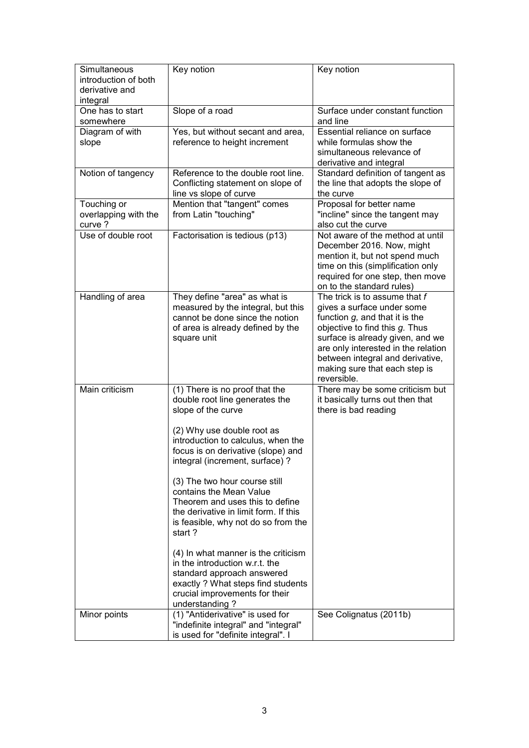| Simultaneous introduction of both derivative and integral | Key notion | Key notion |
|---|---|---|
| One has to start somewhere | Slope of a road | Surface under constant function and line |
| Diagram of with slope | Yes, but without secant and area, reference to height increment | Essential reliance on surface while formulas show the simultaneous relevance of derivative and integral |
| Notion of tangency | Reference to the double root line. Conflicting statement on slope of line vs slope of curve | Standard definition of tangent as the line that adopts the slope of the curve |
| Touching or overlapping with the curve ? | Mention that "tangent" comes from Latin "touching" | Proposal for better name "incline" since the tangent may also cut the curve |
| Use of double root | Factorisation is tedious (p13) | Not aware of the method at until December 2016. Now, might mention it, but not spend much time on this (simplification only required for one step, then move on to the standard rules) |
| Handling of area | They define "area" as what is measured by the integral, but this cannot be done since the notion of area is already defined by the square unit | The trick is to assume that *f* gives a surface under some function *g*, and that it is the objective to find this *g*. Thus surface is already given, and we are only interested in the relation between integral and derivative, making sure that each step is reversible. |
| Main criticism | (1) There is no proof that the double root line generates the slope of the curve<br><br>(2) Why use double root as introduction to calculus, when the focus is on derivative (slope) and integral (increment, surface) ?<br><br>(3) The two hour course still contains the Mean Value Theorem and uses this to define the derivative in limit form. If this is feasible, why not do so from the start ?<br><br>(4) In what manner is the criticism in the introduction w.r.t. the standard approach answered exactly ? What steps find students crucial improvements for their understanding ? | There may be some criticism but it basically turns out then that there is bad reading |
| Minor points | (1) "Antiderivative" is used for "indefinite integral" and "integral" is used for "definite integral". I | See Colignatus (2011b) |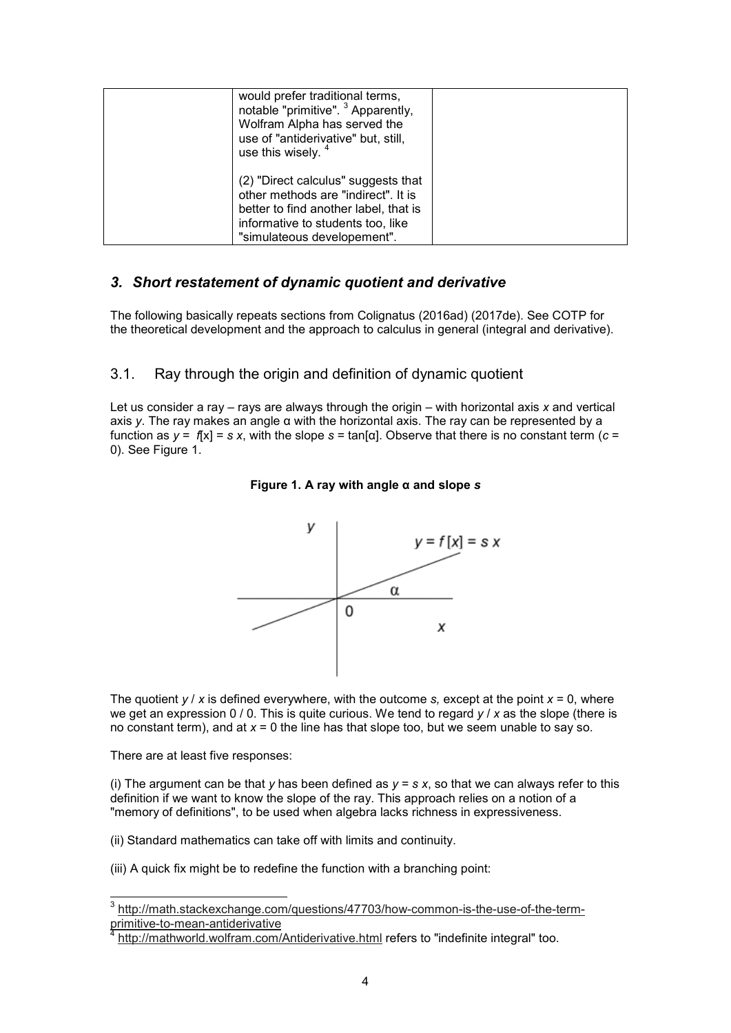|  | would prefer traditional terms, notable "primitive". [3] Apparently, Wolfram Alpha has served the use of "antiderivative" but, still, use this wisely. [4]<br><br>(2) "Direct calculus" suggests that other methods are "indirect". It is better to find another label, that is informative to students too, like "simulateous developement". |  |
|---|---|---|

## *3. Short restatement of dynamic quotient and derivative*

The following basically repeats sections from Colignatus (2016ad) (2017de). See COTP for the theoretical development and the approach to calculus in general (integral and derivative).

### 3.1. Ray through the origin and definition of dynamic quotient

Let us consider a ray – rays are always through the origin – with horizontal axis $x$ and vertical axis $y$. The ray makes an angle α with the horizontal axis. The ray can be represented by a function as $y = f[x] = s\,x$, with the slope $s = \tan[\alpha]$. Observe that there is no constant term ($c = 0$). See Figure 1.

**Figure 1. A ray with angle α and slope *s***

The quotient $y / x$ is defined everywhere, with the outcome $s$, except at the point $x = 0$, where we get an expression $0 / 0$. This is quite curious. We tend to regard $y / x$ as the slope (there is no constant term), and at $x = 0$ the line has that slope too, but we seem unable to say so.

There are at least five responses:

(i) The argument can be that $y$ has been defined as $y = s\,x$, so that we can always refer to this definition if we want to know the slope of the ray. This approach relies on a notion of a "memory of definitions", to be used when algebra lacks richness in expressiveness.

(ii) Standard mathematics can take off with limits and continuity.

(iii) A quick fix might be to redefine the function with a branching point:

[3] http://math.stackexchange.com/questions/47703/how-common-is-the-use-of-the-term-primitive-to-mean-antiderivative

[4] http://mathworld.wolfram.com/Antiderivative.html refers to "indefinite integral" too.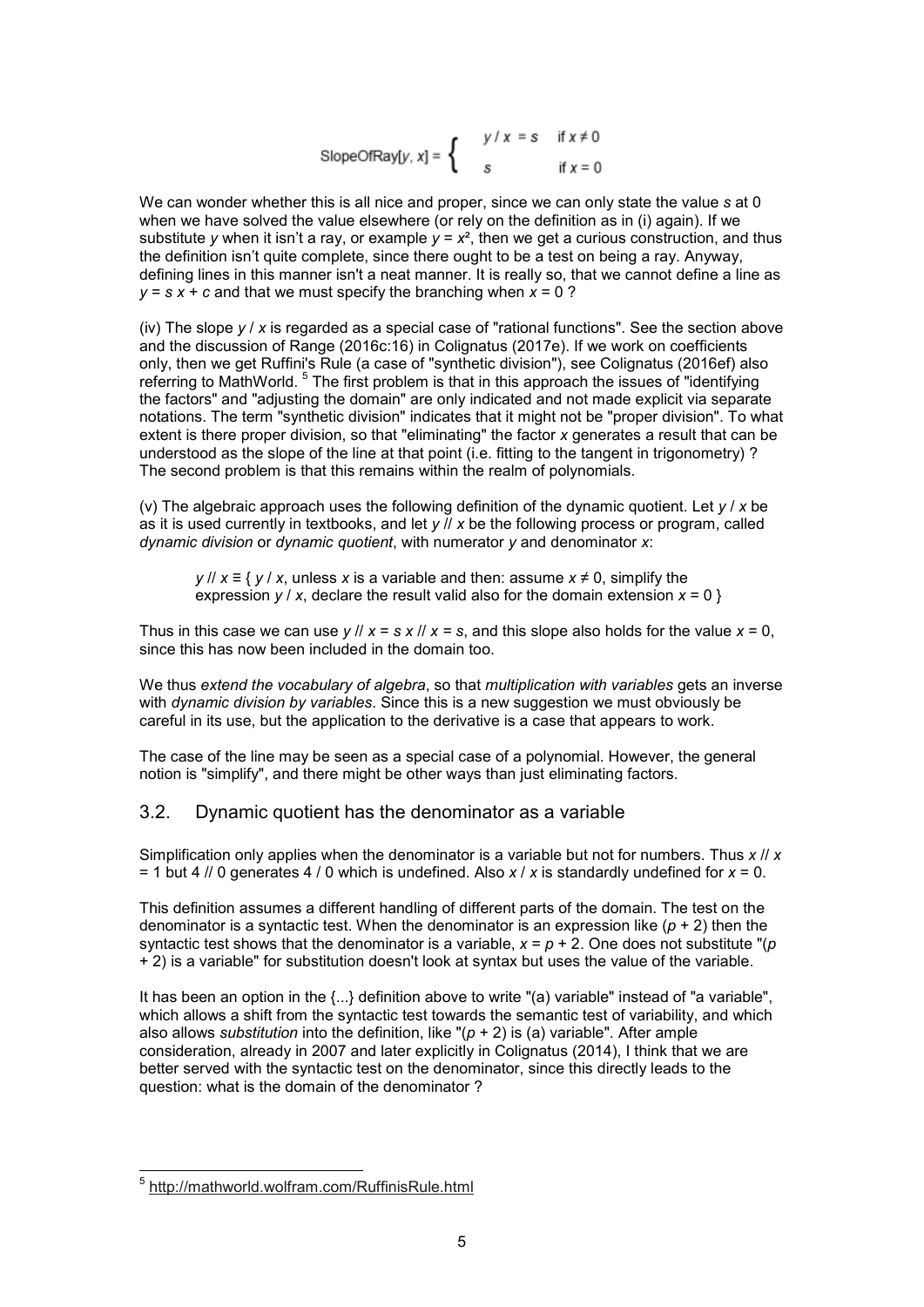$$\text{SlopeOfRay}[y, x] = \begin{cases} y / x = s & \text{if } x \neq 0 \\ s & \text{if } x = 0 \end{cases}$$

We can wonder whether this is all nice and proper, since we can only state the value $s$ at 0 when we have solved the value elsewhere (or rely on the definition as in (i) again). If we substitute $y$ when it isn't a ray, or example $y = x^2$, then we get a curious construction, and thus the definition isn't quite complete, since there ought to be a test on being a ray. Anyway, defining lines in this manner isn't a neat manner. It is really so, that we cannot define a line as $y = s\,x + c$ and that we must specify the branching when $x = 0$ ?

(iv) The slope $y / x$ is regarded as a special case of "rational functions". See the section above and the discussion of Range (2016c:16) in Colignatus (2017e). If we work on coefficients only, then we get Ruffini's Rule (a case of "synthetic division"), see Colignatus (2016ef) also referring to MathWorld. [5] The first problem is that in this approach the issues of "identifying the factors" and "adjusting the domain" are only indicated and not made explicit via separate notations. The term "synthetic division" indicates that it might not be "proper division". To what extent is there proper division, so that "eliminating" the factor $x$ generates a result that can be understood as the slope of the line at that point (i.e. fitting to the tangent in trigonometry) ? The second problem is that this remains within the realm of polynomials.

(v) The algebraic approach uses the following definition of the dynamic quotient. Let $y / x$ be as it is used currently in textbooks, and let $y // x$ be the following process or program, called *dynamic division* or *dynamic quotient*, with numerator $y$ and denominator $x$:

> $y // x \equiv \{\, y / x$, unless $x$ is a variable and then: assume $x \neq 0$, simplify the expression $y / x$, declare the result valid also for the domain extension $x = 0$ }

Thus in this case we can use $y // x = s\,x // x = s$, and this slope also holds for the value $x = 0$, since this has now been included in the domain too.

We thus *extend the vocabulary of algebra*, so that *multiplication with variables* gets an inverse with *dynamic division by variables*. Since this is a new suggestion we must obviously be careful in its use, but the application to the derivative is a case that appears to work.

The case of the line may be seen as a special case of a polynomial. However, the general notion is "simplify", and there might be other ways than just eliminating factors.

## 3.2. Dynamic quotient has the denominator as a variable

Simplification only applies when the denominator is a variable but not for numbers. Thus $x // x = 1$ but $4 // 0$ generates $4 / 0$ which is undefined. Also $x / x$ is standardly undefined for $x = 0$.

This definition assumes a different handling of different parts of the domain. The test on the denominator is a syntactic test. When the denominator is an expression like $(p + 2)$ then the syntactic test shows that the denominator is a variable, $x = p + 2$. One does not substitute "$(p + 2)$ is a variable" for substitution doesn't look at syntax but uses the value of the variable.

It has been an option in the {...} definition above to write "(a) variable" instead of "a variable", which allows a shift from the syntactic test towards the semantic test of variability, and which also allows *substitution* into the definition, like "$(p + 2)$ is (a) variable". After ample consideration, already in 2007 and later explicitly in Colignatus (2014), I think that we are better served with the syntactic test on the denominator, since this directly leads to the question: what is the domain of the denominator ?

---

[5] http://mathworld.wolfram.com/RuffinisRule.html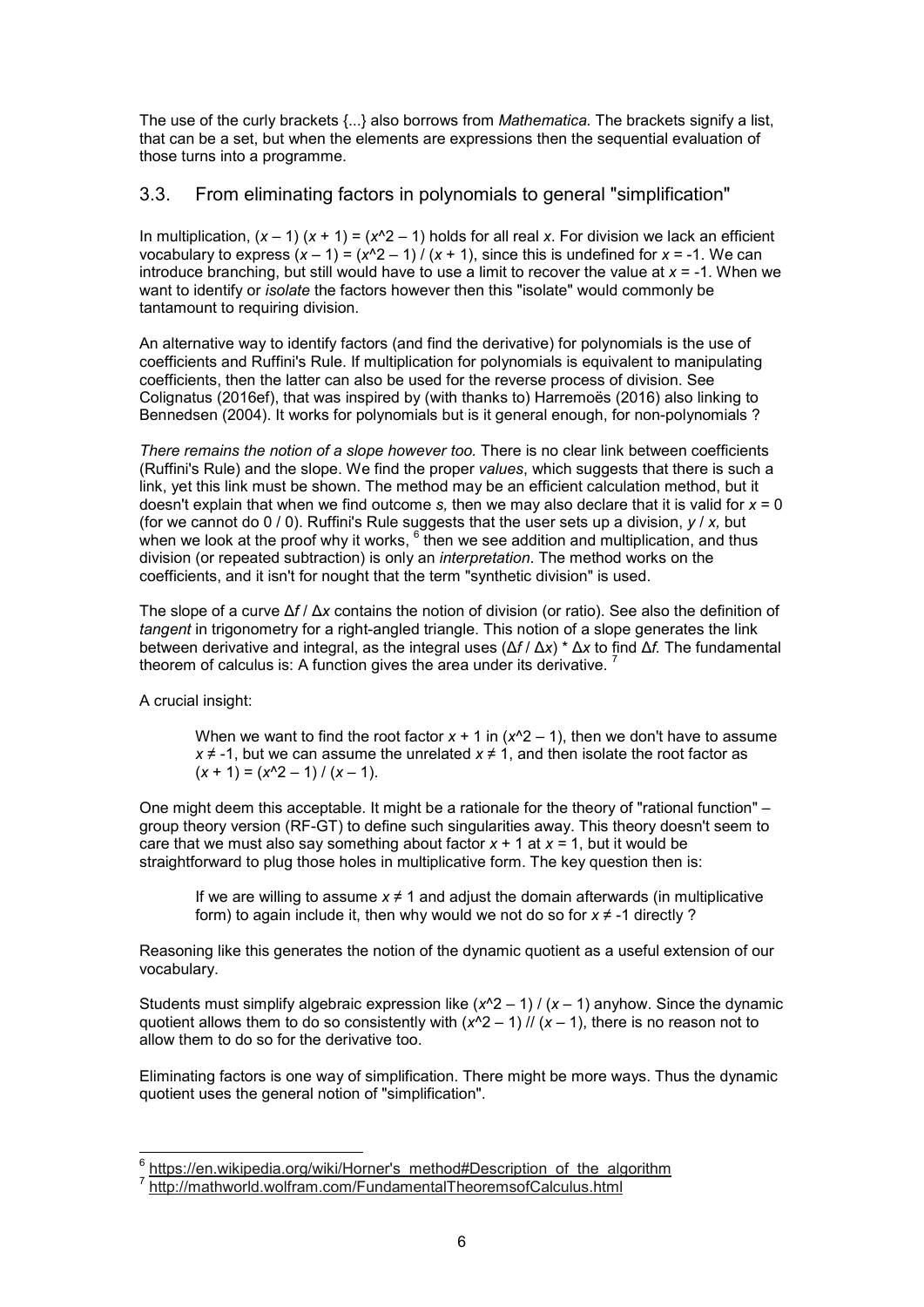The use of the curly brackets {...} also borrows from *Mathematica.* The brackets signify a list, that can be a set, but when the elements are expressions then the sequential evaluation of those turns into a programme.

## 3.3. From eliminating factors in polynomials to general "simplification"

In multiplication, $(x - 1)(x + 1) = (x^2 - 1)$ holds for all real $x$. For division we lack an efficient vocabulary to express $(x - 1) = (x^2 - 1) / (x + 1)$, since this is undefined for $x = -1$. We can introduce branching, but still would have to use a limit to recover the value at $x = -1$. When we want to identify or *isolate* the factors however then this "isolate" would commonly be tantamount to requiring division.

An alternative way to identify factors (and find the derivative) for polynomials is the use of coefficients and Ruffini's Rule. If multiplication for polynomials is equivalent to manipulating coefficients, then the latter can also be used for the reverse process of division. See Colignatus (2016ef), that was inspired by (with thanks to) Harremoës (2016) also linking to Bennedsen (2004). It works for polynomials but is it general enough, for non-polynomials ?

*There remains the notion of a slope however too.* There is no clear link between coefficients (Ruffini's Rule) and the slope. We find the proper *values*, which suggests that there is such a link, yet this link must be shown. The method may be an efficient calculation method, but it doesn't explain that when we find outcome *s,* then we may also declare that it is valid for $x = 0$ (for we cannot do 0 / 0). Ruffini's Rule suggests that the user sets up a division, $y / x$, but when we look at the proof why it works, [6] then we see addition and multiplication, and thus division (or repeated subtraction) is only an *interpretation*. The method works on the coefficients, and it isn't for nought that the term "synthetic division" is used.

The slope of a curve $\Delta f / \Delta x$ contains the notion of division (or ratio). See also the definition of *tangent* in trigonometry for a right-angled triangle. This notion of a slope generates the link between derivative and integral, as the integral uses $(\Delta f / \Delta x) * \Delta x$ to find $\Delta f$. The fundamental theorem of calculus is: A function gives the area under its derivative. [7]

A crucial insight:

> When we want to find the root factor $x + 1$ in $(x^2 - 1)$, then we don't have to assume $x \neq -1$, but we can assume the unrelated $x \neq 1$, and then isolate the root factor as $(x + 1) = (x^2 - 1) / (x - 1)$.

One might deem this acceptable. It might be a rationale for the theory of "rational function" – group theory version (RF-GT) to define such singularities away. This theory doesn't seem to care that we must also say something about factor $x + 1$ at $x = 1$, but it would be straightforward to plug those holes in multiplicative form. The key question then is:

> If we are willing to assume $x \neq 1$ and adjust the domain afterwards (in multiplicative form) to again include it, then why would we not do so for $x \neq -1$ directly ?

Reasoning like this generates the notion of the dynamic quotient as a useful extension of our vocabulary.

Students must simplify algebraic expression like $(x^2 - 1) / (x - 1)$ anyhow. Since the dynamic quotient allows them to do so consistently with $(x^2 - 1) // (x - 1)$, there is no reason not to allow them to do so for the derivative too.

Eliminating factors is one way of simplification. There might be more ways. Thus the dynamic quotient uses the general notion of "simplification".

---

[6] https://en.wikipedia.org/wiki/Horner's_method#Description_of_the_algorithm

[7] http://mathworld.wolfram.com/FundamentalTheoremsofCalculus.html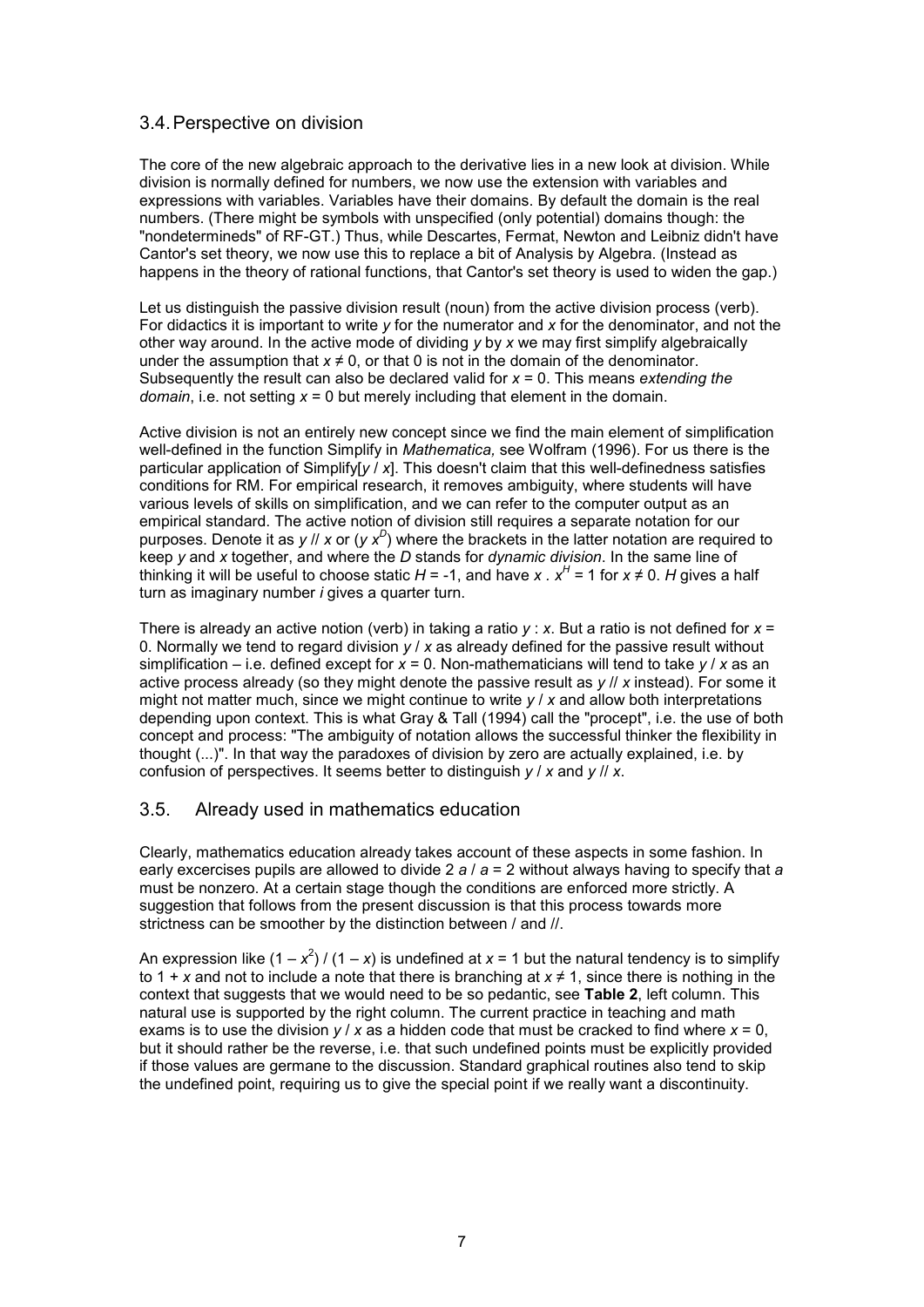## 3.4. Perspective on division

The core of the new algebraic approach to the derivative lies in a new look at division. While division is normally defined for numbers, we now use the extension with variables and expressions with variables. Variables have their domains. By default the domain is the real numbers. (There might be symbols with unspecified (only potential) domains though: the "nondetermineds" of RF-GT.) Thus, while Descartes, Fermat, Newton and Leibniz didn't have Cantor's set theory, we now use this to replace a bit of Analysis by Algebra. (Instead as happens in the theory of rational functions, that Cantor's set theory is used to widen the gap.)

Let us distinguish the passive division result (noun) from the active division process (verb). For didactics it is important to write $y$ for the numerator and $x$ for the denominator, and not the other way around. In the active mode of dividing $y$ by $x$ we may first simplify algebraically under the assumption that $x \neq 0$, or that 0 is not in the domain of the denominator. Subsequently the result can also be declared valid for $x = 0$. This means *extending the domain*, i.e. not setting $x = 0$ but merely including that element in the domain.

Active division is not an entirely new concept since we find the main element of simplification well-defined in the function Simplify in *Mathematica,* see Wolfram (1996). For us there is the particular application of Simplify[$y$ / $x$]. This doesn't claim that this well-definedness satisfies conditions for RM. For empirical research, it removes ambiguity, where students will have various levels of skills on simplification, and we can refer to the computer output as an empirical standard. The active notion of division still requires a separate notation for our purposes. Denote it as $y$ // $x$ or ($y\, x^D$) where the brackets in the latter notation are required to keep $y$ and $x$ together, and where the $D$ stands for *dynamic division*. In the same line of thinking it will be useful to choose static $H = -1$, and have $x \,.\, x^H = 1$ for $x \neq 0$. $H$ gives a half turn as imaginary number $i$ gives a quarter turn.

There is already an active notion (verb) in taking a ratio $y : x$. But a ratio is not defined for $x = 0$. Normally we tend to regard division $y$ / $x$ as already defined for the passive result without simplification – i.e. defined except for $x = 0$. Non-mathematicians will tend to take $y$ / $x$ as an active process already (so they might denote the passive result as $y$ // $x$ instead). For some it might not matter much, since we might continue to write $y$ / $x$ and allow both interpretations depending upon context. This is what Gray & Tall (1994) call the "procept", i.e. the use of both concept and process: "The ambiguity of notation allows the successful thinker the flexibility in thought (...)". In that way the paradoxes of division by zero are actually explained, i.e. by confusion of perspectives. It seems better to distinguish $y$ / $x$ and $y$ // $x$.

## 3.5. Already used in mathematics education

Clearly, mathematics education already takes account of these aspects in some fashion. In early excercises pupils are allowed to divide $2\,a$ / $a = 2$ without always having to specify that $a$ must be nonzero. At a certain stage though the conditions are enforced more strictly. A suggestion that follows from the present discussion is that this process towards more strictness can be smoother by the distinction between / and //.

An expression like $(1 - x^2)$ / $(1 - x)$ is undefined at $x = 1$ but the natural tendency is to simplify to $1 + x$ and not to include a note that there is branching at $x \neq 1$, since there is nothing in the context that suggests that we would need to be so pedantic, see **Table 2**, left column. This natural use is supported by the right column. The current practice in teaching and math exams is to use the division $y$ / $x$ as a hidden code that must be cracked to find where $x = 0$, but it should rather be the reverse, i.e. that such undefined points must be explicitly provided if those values are germane to the discussion. Standard graphical routines also tend to skip the undefined point, requiring us to give the special point if we really want a discontinuity.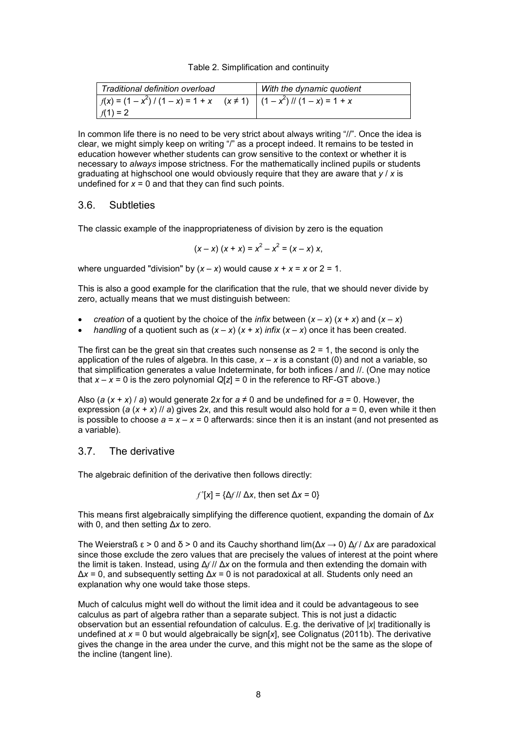Table 2. Simplification and continuity

| *Traditional definition overload* | *With the dynamic quotient* |
|---|---|
| $f(x) = (1 - x^2) / (1 - x) = 1 + x \quad (x \neq 1)$<br>$f(1) = 2$ | $(1 - x^2) // (1 - x) = 1 + x$ |

In common life there is no need to be very strict about always writing "//". Once the idea is clear, we might simply keep on writing "/" as a procept indeed. It remains to be tested in education however whether students can grow sensitive to the context or whether it is necessary to *always* impose strictness. For the mathematically inclined pupils or students graduating at highschool one would obviously require that they are aware that $y / x$ is undefined for $x = 0$ and that they can find such points.

## 3.6. Subtleties

The classic example of the inappropriateness of division by zero is the equation

$$(x - x)\,(x + x) = x^2 - x^2 = (x - x)\,x,$$

where unguarded "division" by $(x - x)$ would cause $x + x = x$ or $2 = 1$.

This is also a good example for the clarification that the rule, that we should never divide by zero, actually means that we must distinguish between:

- *creation* of a quotient by the choice of the *infix* between $(x - x)\,(x + x)$ and $(x - x)$
- *handling* of a quotient such as $(x - x)\,(x + x)$ *infix* $(x - x)$ once it has been created.

The first can be the great sin that creates such nonsense as $2 = 1$, the second is only the application of the rules of algebra. In this case, $x - x$ is a constant (0) and not a variable, so that simplification generates a value Indeterminate, for both infices / and //. (One may notice that $x - x = 0$ is the zero polynomial $Q[z] = 0$ in the reference to RF-GT above.)

Also $(a\,(x + x) / a)$ would generate $2x$ for $a \neq 0$ and be undefined for $a = 0$. However, the expression $(a\,(x + x) // a)$ gives $2x$, and this result would also hold for $a = 0$, even while it then is possible to choose $a = x - x = 0$ afterwards: since then it is an instant (and not presented as a variable).

## 3.7. The derivative

The algebraic definition of the derivative then follows directly:

$$f'[x] = \{\Delta f // \Delta x, \text{ then set } \Delta x = 0\}$$

This means first algebraically simplifying the difference quotient, expanding the domain of $\Delta x$ with 0, and then setting $\Delta x$ to zero.

The Weierstraß $\varepsilon > 0$ and $\delta > 0$ and its Cauchy shorthand $\lim(\Delta x \to 0)\ \Delta f / \Delta x$ are paradoxical since those exclude the zero values that are precisely the values of interest at the point where the limit is taken. Instead, using $\Delta f // \Delta x$ on the formula and then extending the domain with $\Delta x = 0$, and subsequently setting $\Delta x = 0$ is not paradoxical at all. Students only need an explanation why one would take those steps.

Much of calculus might well do without the limit idea and it could be advantageous to see calculus as part of algebra rather than a separate subject. This is not just a didactic observation but an essential refoundation of calculus. E.g. the derivative of $|x|$ traditionally is undefined at $x = 0$ but would algebraically be sign[$x$], see Colignatus (2011b). The derivative gives the change in the area under the curve, and this might not be the same as the slope of the incline (tangent line).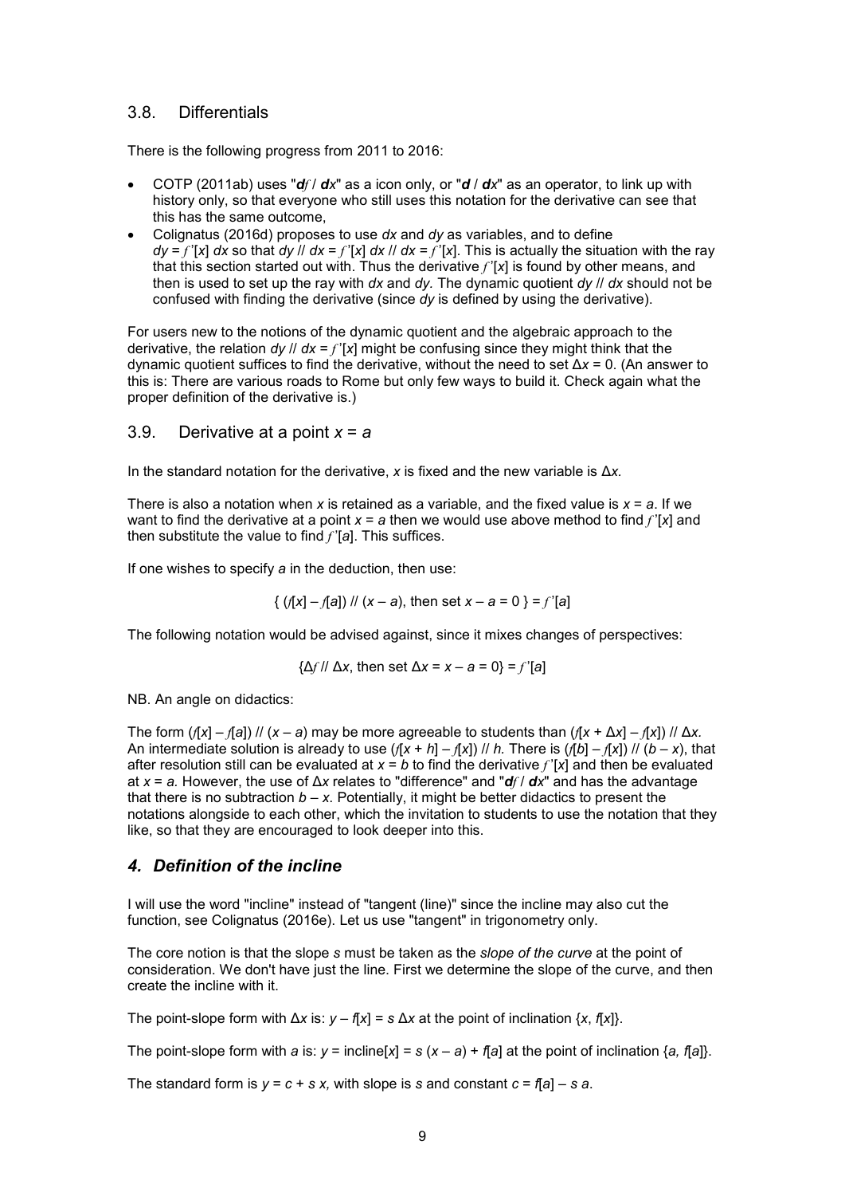## 3.8. Differentials

There is the following progress from 2011 to 2016:

- COTP (2011ab) uses "$df / dx$" as a icon only, or "$d / dx$" as an operator, to link up with history only, so that everyone who still uses this notation for the derivative can see that this has the same outcome,
- Colignatus (2016d) proposes to use $dx$ and $dy$ as variables, and to define $dy = f'[x]\, dx$ so that $dy \,//\, dx = f'[x]\, dx \,//\, dx = f'[x]$. This is actually the situation with the ray that this section started out with. Thus the derivative $f'[x]$ is found by other means, and then is used to set up the ray with $dx$ and $dy$. The dynamic quotient $dy \,//\, dx$ should not be confused with finding the derivative (since $dy$ is defined by using the derivative).

For users new to the notions of the dynamic quotient and the algebraic approach to the derivative, the relation $dy \,//\, dx = f'[x]$ might be confusing since they might think that the dynamic quotient suffices to find the derivative, without the need to set $\Delta x = 0$. (An answer to this is: There are various roads to Rome but only few ways to build it. Check again what the proper definition of the derivative is.)

## 3.9. Derivative at a point $x = a$

In the standard notation for the derivative, $x$ is fixed and the new variable is $\Delta x$.

There is also a notation when $x$ is retained as a variable, and the fixed value is $x = a$. If we want to find the derivative at a point $x = a$ then we would use above method to find $f'[x]$ and then substitute the value to find $f'[a]$. This suffices.

If one wishes to specify $a$ in the deduction, then use:

$$\{ (f[x] - f[a]) \,//\, (x - a), \text{ then set } x - a = 0 \} = f'[a]$$

The following notation would be advised against, since it mixes changes of perspectives:

$$\{\Delta f \,//\, \Delta x, \text{ then set } \Delta x = x - a = 0\} = f'[a]$$

NB. An angle on didactics:

The form $(f[x] - f[a]) \,//\, (x - a)$ may be more agreeable to students than $(f[x + \Delta x] - f[x]) \,//\, \Delta x$. An intermediate solution is already to use $(f[x + h] - f[x]) \,//\, h$. There is $(f[b] - f[x]) \,//\, (b - x)$, that after resolution still can be evaluated at $x = b$ to find the derivative $f'[x]$ and then be evaluated at $x = a$. However, the use of $\Delta x$ relates to "difference" and "$df / dx$" and has the advantage that there is no subtraction $b - x$. Potentially, it might be better didactics to present the notations alongside to each other, which the invitation to students to use the notation that they like, so that they are encouraged to look deeper into this.

# *4. Definition of the incline*

I will use the word "incline" instead of "tangent (line)" since the incline may also cut the function, see Colignatus (2016e). Let us use "tangent" in trigonometry only.

The core notion is that the slope $s$ must be taken as the *slope of the curve* at the point of consideration. We don't have just the line. First we determine the slope of the curve, and then create the incline with it.

The point-slope form with $\Delta x$ is: $y - f[x] = s\, \Delta x$ at the point of inclination $\{x, f[x]\}$.

The point-slope form with $a$ is: $y = \text{incline}[x] = s\,(x - a) + f[a]$ at the point of inclination $\{a, f[a]\}$.

The standard form is $y = c + s\, x$, with slope is $s$ and constant $c = f[a] - s\, a$.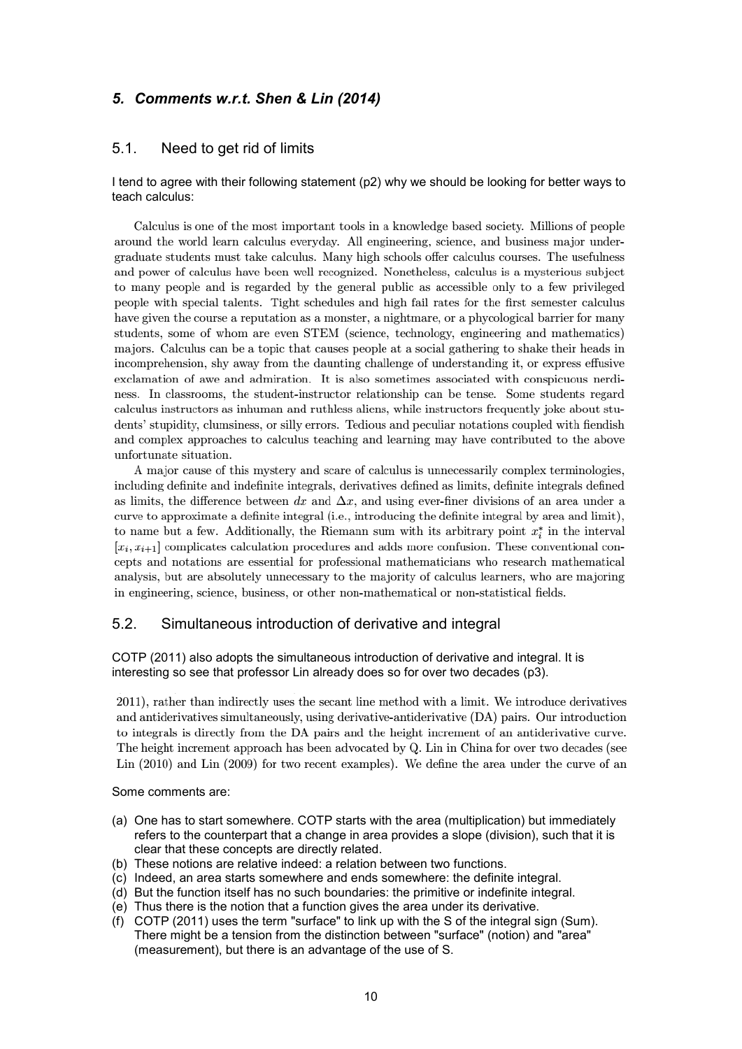## *5. Comments w.r.t. Shen & Lin (2014)*

### 5.1. Need to get rid of limits

I tend to agree with their following statement (p2) why we should be looking for better ways to teach calculus:

> Calculus is one of the most important tools in a knowledge based society. Millions of people around the world learn calculus everyday. All engineering, science, and business major undergraduate students must take calculus. Many high schools offer calculus courses. The usefulness and power of calculus have been well recognized. Nonetheless, calculus is a mysterious subject to many people and is regarded by the general public as accessible only to a few privileged people with special talents. Tight schedules and high fail rates for the first semester calculus have given the course a reputation as a monster, a nightmare, or a phycological barrier for many students, some of whom are even STEM (science, technology, engineering and mathematics) majors. Calculus can be a topic that causes people at a social gathering to shake their heads in incomprehension, shy away from the daunting challenge of understanding it, or express effusive exclamation of awe and admiration. It is also sometimes associated with conspicuous nerdiness. In classrooms, the student-instructor relationship can be tense. Some students regard calculus instructors as inhuman and ruthless aliens, while instructors frequently joke about students' stupidity, clumsiness, or silly errors. Tedious and peculiar notations coupled with fiendish and complex approaches to calculus teaching and learning may have contributed to the above unfortunate situation.
>
> A major cause of this mystery and scare of calculus is unnecessarily complex terminologies, including definite and indefinite integrals, derivatives defined as limits, definite integrals defined as limits, the difference between $dx$ and $\Delta x$, and using ever-finer divisions of an area under a curve to approximate a definite integral (i.e., introducing the definite integral by area and limit), to name but a few. Additionally, the Riemann sum with its arbitrary point $x_i^*$ in the interval $[x_i, x_{i+1}]$ complicates calculation procedures and adds more confusion. These conventional concepts and notations are essential for professional mathematicians who research mathematical analysis, but are absolutely unnecessary to the majority of calculus learners, who are majoring in engineering, science, business, or other non-mathematical or non-statistical fields.

### 5.2. Simultaneous introduction of derivative and integral

COTP (2011) also adopts the simultaneous introduction of derivative and integral. It is interesting so see that professor Lin already does so for over two decades (p3).

> 2011), rather than indirectly uses the secant line method with a limit. We introduce derivatives and antiderivatives simultaneously, using derivative-antiderivative (DA) pairs. Our introduction to integrals is directly from the DA pairs and the height increment of an antiderivative curve. The height increment approach has been advocated by Q. Lin in China for over two decades (see Lin (2010) and Lin (2009) for two recent examples). We define the area under the curve of an

Some comments are:

(a) One has to start somewhere. COTP starts with the area (multiplication) but immediately refers to the counterpart that a change in area provides a slope (division), such that it is clear that these concepts are directly related.
(b) These notions are relative indeed: a relation between two functions.
(c) Indeed, an area starts somewhere and ends somewhere: the definite integral.
(d) But the function itself has no such boundaries: the primitive or indefinite integral.
(e) Thus there is the notion that a function gives the area under its derivative.
(f) COTP (2011) uses the term "surface" to link up with the S of the integral sign (Sum). There might be a tension from the distinction between "surface" (notion) and "area" (measurement), but there is an advantage of the use of S.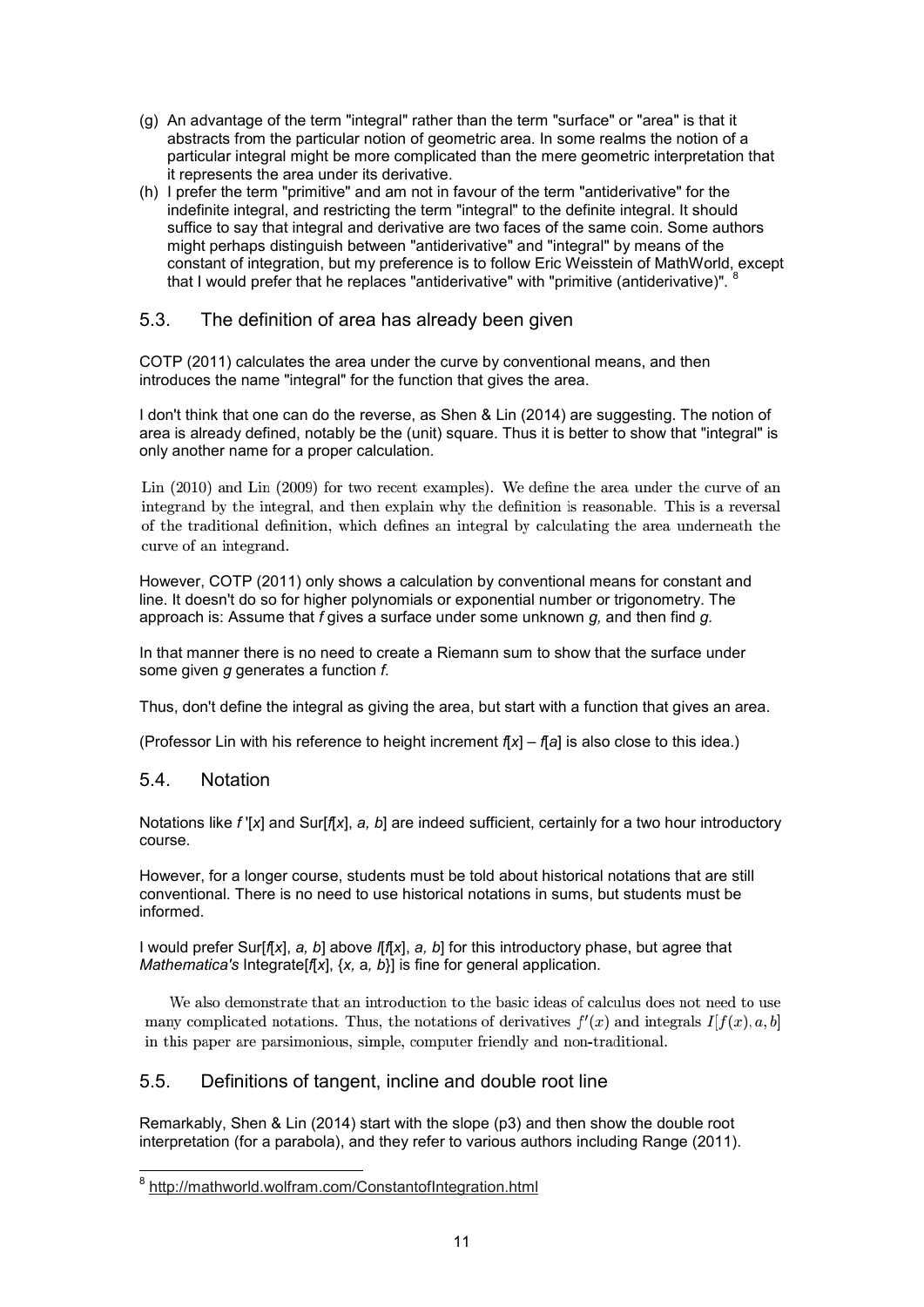(g) An advantage of the term "integral" rather than the term "surface" or "area" is that it abstracts from the particular notion of geometric area. In some realms the notion of a particular integral might be more complicated than the mere geometric interpretation that it represents the area under its derivative.

(h) I prefer the term "primitive" and am not in favour of the term "antiderivative" for the indefinite integral, and restricting the term "integral" to the definite integral. It should suffice to say that integral and derivative are two faces of the same coin. Some authors might perhaps distinguish between "antiderivative" and "integral" by means of the constant of integration, but my preference is to follow Eric Weisstein of MathWorld, except that I would prefer that he replaces "antiderivative" with "primitive (antiderivative)". [8]

## 5.3. The definition of area has already been given

COTP (2011) calculates the area under the curve by conventional means, and then introduces the name "integral" for the function that gives the area.

I don't think that one can do the reverse, as Shen & Lin (2014) are suggesting. The notion of area is already defined, notably be the (unit) square. Thus it is better to show that "integral" is only another name for a proper calculation.

> Lin (2010) and Lin (2009) for two recent examples). We define the area under the curve of an integrand by the integral, and then explain why the definition is reasonable. This is a reversal of the traditional definition, which defines an integral by calculating the area underneath the curve of an integrand.

However, COTP (2011) only shows a calculation by conventional means for constant and line. It doesn't do so for higher polynomials or exponential number or trigonometry. The approach is: Assume that *f* gives a surface under some unknown *g,* and then find *g.*

In that manner there is no need to create a Riemann sum to show that the surface under some given *g* generates a function *f.*

Thus, don't define the integral as giving the area, but start with a function that gives an area.

(Professor Lin with his reference to height increment *f*[*x*] – *f*[*a*] is also close to this idea.)

## 5.4. Notation

Notations like *f* '[*x*] and Sur[*f*[*x*], *a, b*] are indeed sufficient, certainly for a two hour introductory course.

However, for a longer course, students must be told about historical notations that are still conventional. There is no need to use historical notations in sums, but students must be informed.

I would prefer Sur[*f*[*x*], *a, b*] above *I*[*f*[*x*], *a, b*] for this introductory phase, but agree that *Mathematica's* Integrate[*f*[*x*], {*x,* a*, b*}] is fine for general application.

> We also demonstrate that an introduction to the basic ideas of calculus does not need to use many complicated notations. Thus, the notations of derivatives $f'(x)$ and integrals $I[f(x), a, b]$ in this paper are parsimonious, simple, computer friendly and non-traditional.

## 5.5. Definitions of tangent, incline and double root line

Remarkably, Shen & Lin (2014) start with the slope (p3) and then show the double root interpretation (for a parabola), and they refer to various authors including Range (2011).

---

[8] http://mathworld.wolfram.com/ConstantofIntegration.html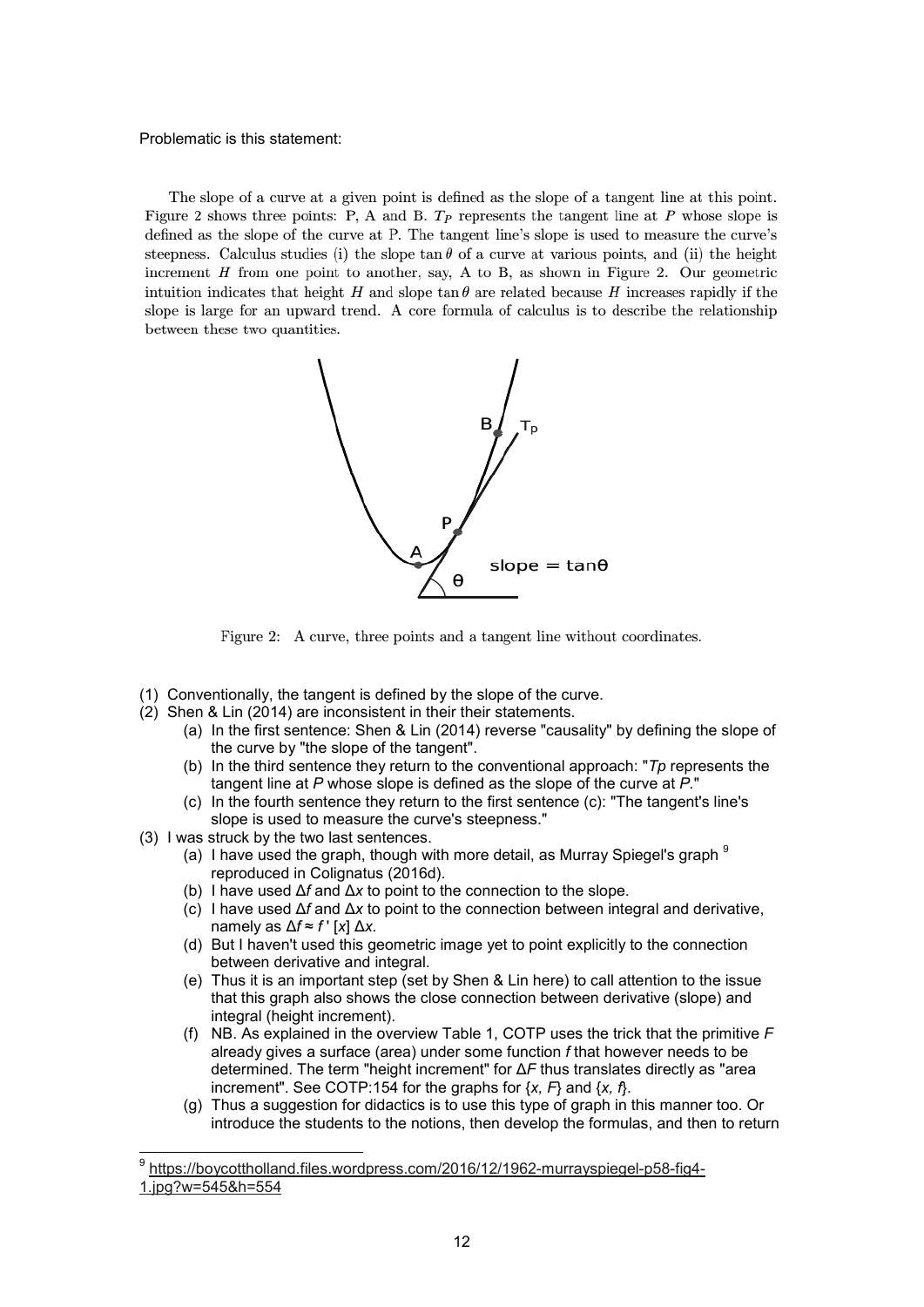Problematic is this statement:

> The slope of a curve at a given point is defined as the slope of a tangent line at this point. Figure 2 shows three points: P, A and B. $T_P$ represents the tangent line at $P$ whose slope is defined as the slope of the curve at P. The tangent line's slope is used to measure the curve's steepness. Calculus studies (i) the slope $\tan\theta$ of a curve at various points, and (ii) the height increment $H$ from one point to another, say, A to B, as shown in Figure 2. Our geometric intuition indicates that height $H$ and slope $\tan\theta$ are related because $H$ increases rapidly if the slope is large for an upward trend. A core formula of calculus is to describe the relationship between these two quantities.
>
> Figure 2: A curve, three points and a tangent line without coordinates.

(1) Conventionally, the tangent is defined by the slope of the curve.

(2) Shen & Lin (2014) are inconsistent in their their statements.
   - (a) In the first sentence: Shen & Lin (2014) reverse "causality" by defining the slope of the curve by "the slope of the tangent".
   - (b) In the third sentence they return to the conventional approach: "*Tp* represents the tangent line at *P* whose slope is defined as the slope of the curve at *P*."
   - (c) In the fourth sentence they return to the first sentence (c): "The tangent's line's slope is used to measure the curve's steepness."

(3) I was struck by the two last sentences.
   - (a) I have used the graph, though with more detail, as Murray Spiegel's graph [9] reproduced in Colignatus (2016d).
   - (b) I have used $\Delta f$ and $\Delta x$ to point to the connection to the slope.
   - (c) I have used $\Delta f$ and $\Delta x$ to point to the connection between integral and derivative, namely as $\Delta f \approx f'[x]\, \Delta x$.
   - (d) But I haven't used this geometric image yet to point explicitly to the connection between derivative and integral.
   - (e) Thus it is an important step (set by Shen & Lin here) to call attention to the issue that this graph also shows the close connection between derivative (slope) and integral (height increment).
   - (f) NB. As explained in the overview Table 1, COTP uses the trick that the primitive *F* already gives a surface (area) under some function *f* that however needs to be determined. The term "height increment" for $\Delta F$ thus translates directly as "area increment". See COTP:154 for the graphs for {*x, F*} and {*x, f*}.
   - (g) Thus a suggestion for didactics is to use this type of graph in this manner too. Or introduce the students to the notions, then develop the formulas, and then to return

[9] https://boycottholland.files.wordpress.com/2016/12/1962-murrayspiegel-p58-fig4-1.jpg?w=545&h=554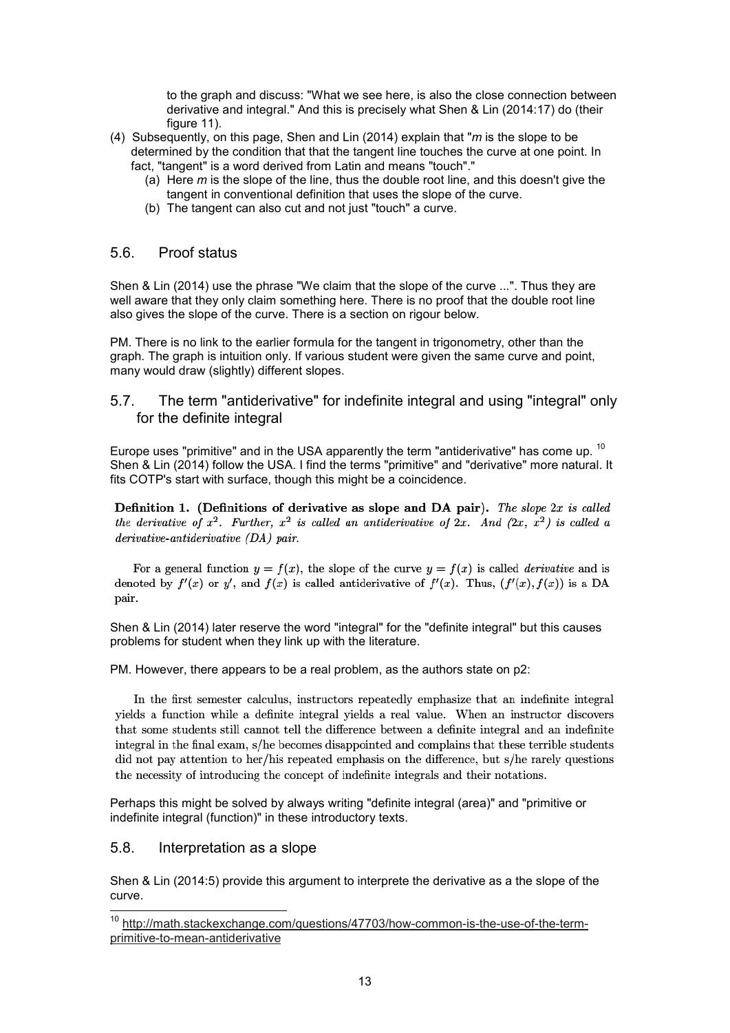to the graph and discuss: "What we see here, is also the close connection between derivative and integral." And this is precisely what Shen & Lin (2014:17) do (their figure 11).

(4) Subsequently, on this page, Shen and Lin (2014) explain that "*m* is the slope to be determined by the condition that that the tangent line touches the curve at one point. In fact, "tangent" is a word derived from Latin and means "touch"."
   (a) Here *m* is the slope of the line, thus the double root line, and this doesn't give the tangent in conventional definition that uses the slope of the curve.
   (b) The tangent can also cut and not just "touch" a curve.

## 5.6. Proof status

Shen & Lin (2014) use the phrase "We claim that the slope of the curve ...". Thus they are well aware that they only claim something here. There is no proof that the double root line also gives the slope of the curve. There is a section on rigour below.

PM. There is no link to the earlier formula for the tangent in trigonometry, other than the graph. The graph is intuition only. If various student were given the same curve and point, many would draw (slightly) different slopes.

## 5.7. The term "antiderivative" for indefinite integral and using "integral" only for the definite integral

Europe uses "primitive" and in the USA apparently the term "antiderivative" has come up. [10] Shen & Lin (2014) follow the USA. I find the terms "primitive" and "derivative" more natural. It fits COTP's start with surface, though this might be a coincidence.

**Definition 1. (Definitions of derivative as slope and DA pair).** *The slope $2x$ is called the derivative of $x^2$. Further, $x^2$ is called an antiderivative of $2x$. And $(2x,\ x^2)$ is called a derivative-antiderivative (DA) pair.*

For a general function $y = f(x)$, the slope of the curve $y = f(x)$ is called *derivative* and is denoted by $f'(x)$ or $y'$, and $f(x)$ is called antiderivative of $f'(x)$. Thus, $(f'(x), f(x))$ is a DA pair.

Shen & Lin (2014) later reserve the word "integral" for the "definite integral" but this causes problems for student when they link up with the literature.

PM. However, there appears to be a real problem, as the authors state on p2:

> In the first semester calculus, instructors repeatedly emphasize that an indefinite integral yields a function while a definite integral yields a real value. When an instructor discovers that some students still cannot tell the difference between a definite integral and an indefinite integral in the final exam, s/he becomes disappointed and complains that these terrible students did not pay attention to her/his repeated emphasis on the difference, but s/he rarely questions the necessity of introducing the concept of indefinite integrals and their notations.

Perhaps this might be solved by always writing "definite integral (area)" and "primitive or indefinite integral (function)" in these introductory texts.

## 5.8. Interpretation as a slope

Shen & Lin (2014:5) provide this argument to interprete the derivative as a the slope of the curve.

[10] http://math.stackexchange.com/questions/47703/how-common-is-the-use-of-the-term-primitive-to-mean-antiderivative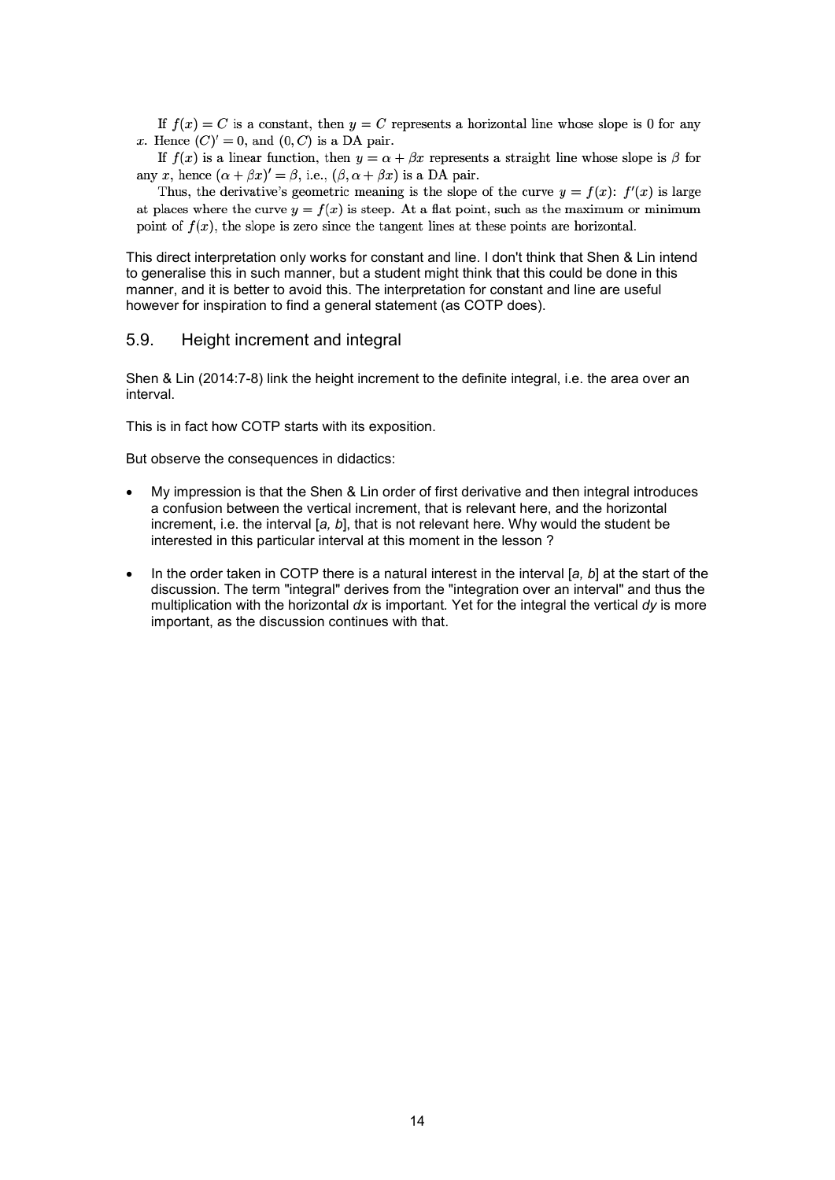If $f(x) = C$ is a constant, then $y = C$ represents a horizontal line whose slope is 0 for any $x$. Hence $(C)' = 0$, and $(0, C)$ is a DA pair.

If $f(x)$ is a linear function, then $y = \alpha + \beta x$ represents a straight line whose slope is $\beta$ for any $x$, hence $(\alpha + \beta x)' = \beta$, i.e., $(\beta, \alpha + \beta x)$ is a DA pair.

Thus, the derivative's geometric meaning is the slope of the curve $y = f(x)$: $f'(x)$ is large at places where the curve $y = f(x)$ is steep. At a flat point, such as the maximum or minimum point of $f(x)$, the slope is zero since the tangent lines at these points are horizontal.

This direct interpretation only works for constant and line. I don't think that Shen & Lin intend to generalise this in such manner, but a student might think that this could be done in this manner, and it is better to avoid this. The interpretation for constant and line are useful however for inspiration to find a general statement (as COTP does).

## 5.9. Height increment and integral

Shen & Lin (2014:7-8) link the height increment to the definite integral, i.e. the area over an interval.

This is in fact how COTP starts with its exposition.

But observe the consequences in didactics:

- My impression is that the Shen & Lin order of first derivative and then integral introduces a confusion between the vertical increment, that is relevant here, and the horizontal increment, i.e. the interval [*a*, *b*], that is not relevant here. Why would the student be interested in this particular interval at this moment in the lesson ?
- In the order taken in COTP there is a natural interest in the interval [*a*, *b*] at the start of the discussion. The term "integral" derives from the "integration over an interval" and thus the multiplication with the horizontal *dx* is important. Yet for the integral the vertical *dy* is more important, as the discussion continues with that.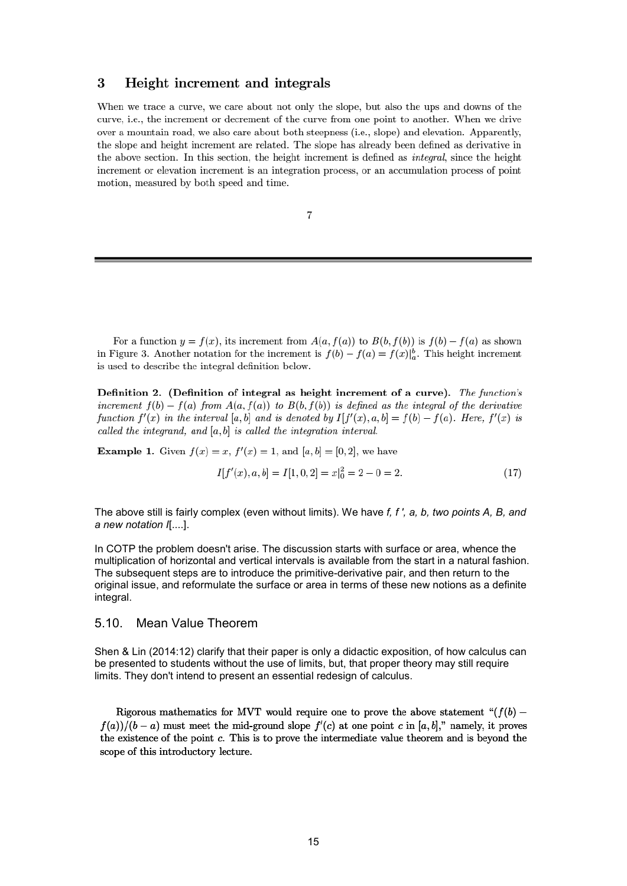## 3 Height increment and integrals

When we trace a curve, we care about not only the slope, but also the ups and downs of the curve, i.e., the increment or decrement of the curve from one point to another. When we drive over a mountain road, we also care about both steepness (i.e., slope) and elevation. Apparently, the slope and height increment are related. The slope has already been defined as derivative in the above section. In this section, the height increment is defined as *integral*, since the height increment or elevation increment is an integration process, or an accumulation process of point motion, measured by both speed and time.

7

For a function $y = f(x)$, its increment from $A(a, f(a))$ to $B(b, f(b))$ is $f(b) - f(a)$ as shown in Figure 3. Another notation for the increment is $f(b) - f(a) = f(x)|_a^b$. This height increment is used to describe the integral definition below.

**Definition 2. (Definition of integral as height increment of a curve).** *The function's increment $f(b) - f(a)$ from $A(a, f(a))$ to $B(b, f(b))$ is defined as the integral of the derivative function $f'(x)$ in the interval $[a, b]$ and is denoted by $I[f'(x), a, b] = f(b) - f(a)$. Here, $f'(x)$ is called the integrand, and $[a, b]$ is called the integration interval.*

**Example 1.** Given $f(x) = x$, $f'(x) = 1$, and $[a, b] = [0, 2]$, we have

$$I[f'(x), a, b] = I[1, 0, 2] = x|_0^2 = 2 - 0 = 2. \tag{17}$$

The above still is fairly complex (even without limits). We have *f, f ', a, b, two points A, B, and a new notation I*[....].

In COTP the problem doesn't arise. The discussion starts with surface or area, whence the multiplication of horizontal and vertical intervals is available from the start in a natural fashion. The subsequent steps are to introduce the primitive-derivative pair, and then return to the original issue, and reformulate the surface or area in terms of these new notions as a definite integral.

### 5.10. Mean Value Theorem

Shen & Lin (2014:12) clarify that their paper is only a didactic exposition, of how calculus can be presented to students without the use of limits, but, that proper theory may still require limits. They don't intend to present an essential redesign of calculus.

Rigorous mathematics for MVT would require one to prove the above statement "$(f(b) - f(a))/(b - a)$ must meet the mid-ground slope $f'(c)$ at one point $c$ in $[a, b]$," namely, it proves the existence of the point $c$. This is to prove the intermediate value theorem and is beyond the scope of this introductory lecture.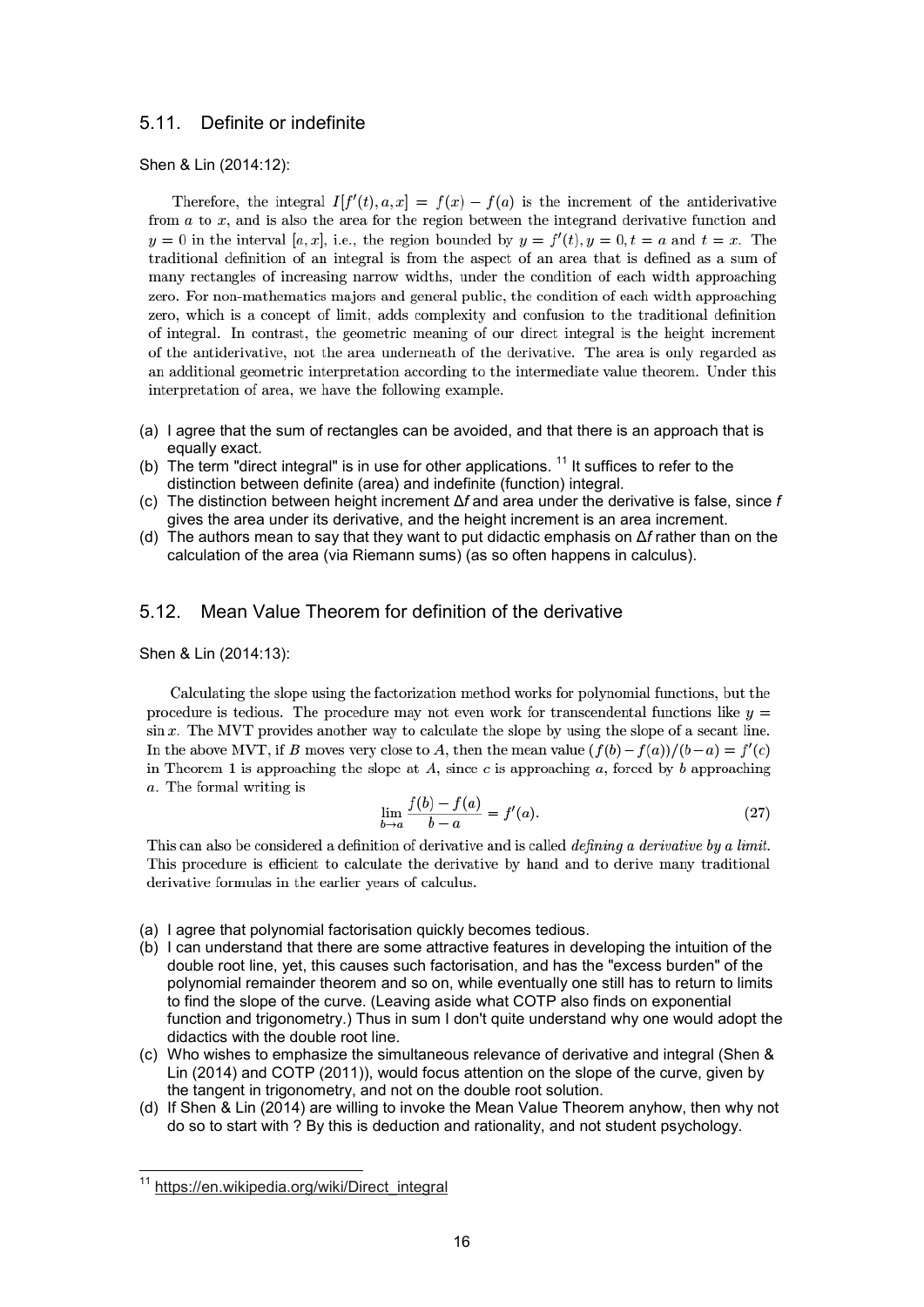## 5.11. Definite or indefinite

Shen & Lin (2014:12):

> Therefore, the integral $I[f'(t), a, x] = f(x) - f(a)$ is the increment of the antiderivative from $a$ to $x$, and is also the area for the region between the integrand derivative function and $y = 0$ in the interval $[a, x]$, i.e., the region bounded by $y = f'(t), y = 0, t = a$ and $t = x$. The traditional definition of an integral is from the aspect of an area that is defined as a sum of many rectangles of increasing narrow widths, under the condition of each width approaching zero. For non-mathematics majors and general public, the condition of each width approaching zero, which is a concept of limit, adds complexity and confusion to the traditional definition of integral. In contrast, the geometric meaning of our direct integral is the height increment of the antiderivative, not the area underneath of the derivative. The area is only regarded as an additional geometric interpretation according to the intermediate value theorem. Under this interpretation of area, we have the following example.

(a) I agree that the sum of rectangles can be avoided, and that there is an approach that is equally exact.
(b) The term "direct integral" is in use for other applications. [11] It suffices to refer to the distinction between definite (area) and indefinite (function) integral.
(c) The distinction between height increment $\Delta f$ and area under the derivative is false, since $f$ gives the area under its derivative, and the height increment is an area increment.
(d) The authors mean to say that they want to put didactic emphasis on $\Delta f$ rather than on the calculation of the area (via Riemann sums) (as so often happens in calculus).

## 5.12. Mean Value Theorem for definition of the derivative

Shen & Lin (2014:13):

> Calculating the slope using the factorization method works for polynomial functions, but the procedure is tedious. The procedure may not even work for transcendental functions like $y = \sin x$. The MVT provides another way to calculate the slope by using the slope of a secant line. In the above MVT, if $B$ moves very close to $A$, then the mean value $(f(b) - f(a))/(b - a) = f'(c)$ in Theorem 1 is approaching the slope at $A$, since $c$ is approaching $a$, forced by $b$ approaching $a$. The formal writing is
>
> $$\lim_{b \to a} \frac{f(b) - f(a)}{b - a} = f'(a). \tag{27}$$
>
> This can also be considered a definition of derivative and is called *defining a derivative by a limit*. This procedure is efficient to calculate the derivative by hand and to derive many traditional derivative formulas in the earlier years of calculus.

(a) I agree that polynomial factorisation quickly becomes tedious.
(b) I can understand that there are some attractive features in developing the intuition of the double root line, yet, this causes such factorisation, and has the "excess burden" of the polynomial remainder theorem and so on, while eventually one still has to return to limits to find the slope of the curve. (Leaving aside what COTP also finds on exponential function and trigonometry.) Thus in sum I don't quite understand why one would adopt the didactics with the double root line.
(c) Who wishes to emphasize the simultaneous relevance of derivative and integral (Shen & Lin (2014) and COTP (2011)), would focus attention on the slope of the curve, given by the tangent in trigonometry, and not on the double root solution.
(d) If Shen & Lin (2014) are willing to invoke the Mean Value Theorem anyhow, then why not do so to start with ? By this is deduction and rationality, and not student psychology.

---

[11] https://en.wikipedia.org/wiki/Direct_integral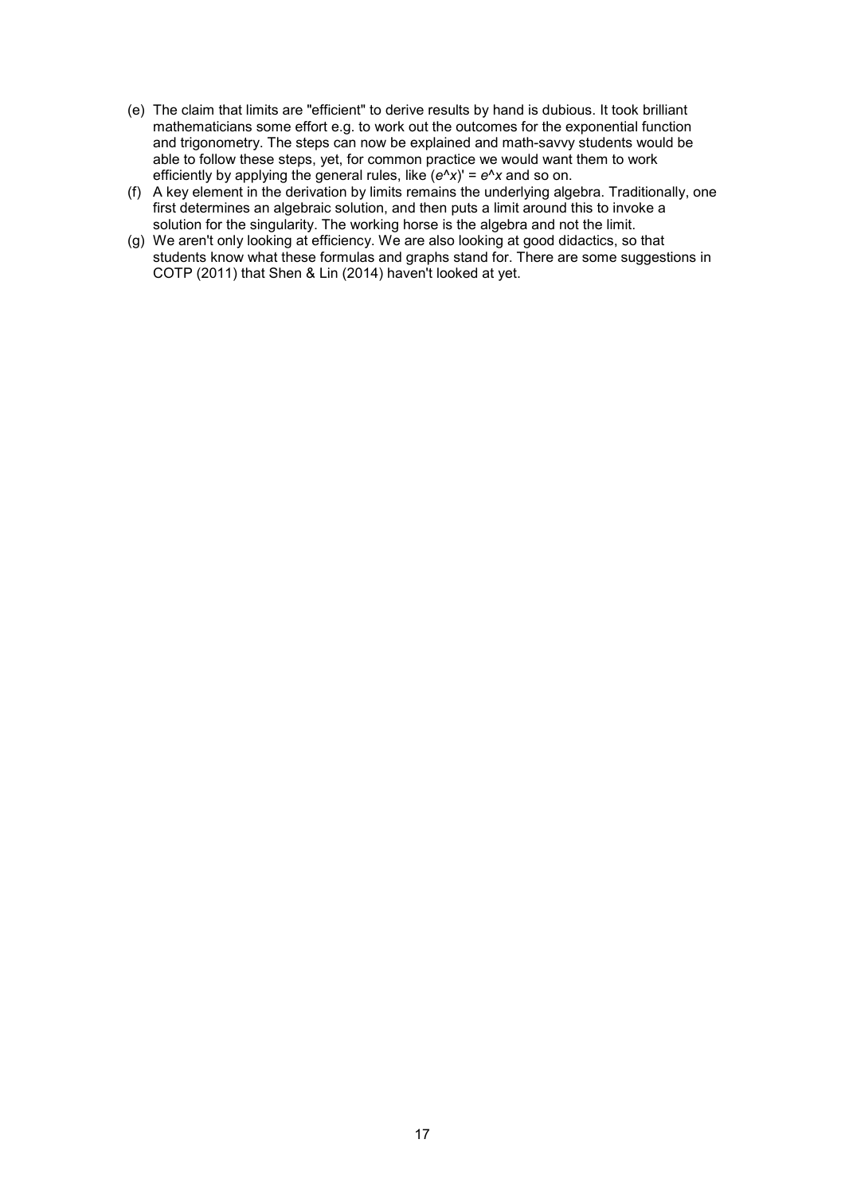(e) The claim that limits are "efficient" to derive results by hand is dubious. It took brilliant mathematicians some effort e.g. to work out the outcomes for the exponential function and trigonometry. The steps can now be explained and math-savvy students would be able to follow these steps, yet, for common practice we would want them to work efficiently by applying the general rules, like $(e^x)' = e^x$ and so on.

(f) A key element in the derivation by limits remains the underlying algebra. Traditionally, one first determines an algebraic solution, and then puts a limit around this to invoke a solution for the singularity. The working horse is the algebra and not the limit.

(g) We aren't only looking at efficiency. We are also looking at good didactics, so that students know what these formulas and graphs stand for. There are some suggestions in COTP (2011) that Shen & Lin (2014) haven't looked at yet.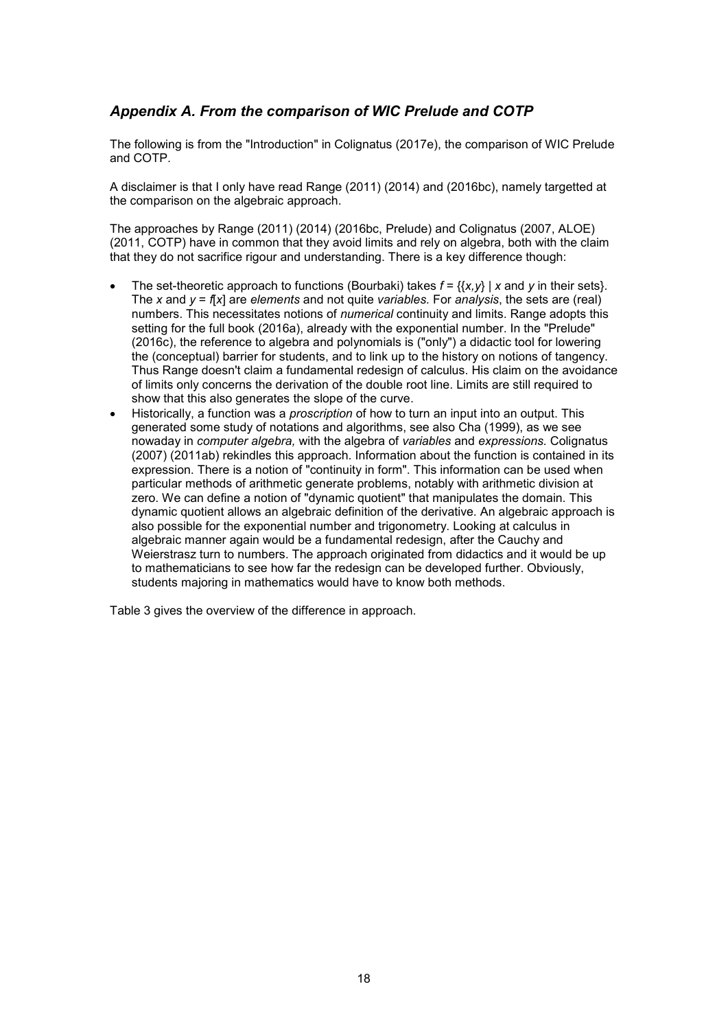## *Appendix A. From the comparison of WIC Prelude and COTP*

The following is from the "Introduction" in Colignatus (2017e), the comparison of WIC Prelude and COTP.

A disclaimer is that I only have read Range (2011) (2014) and (2016bc), namely targetted at the comparison on the algebraic approach.

The approaches by Range (2011) (2014) (2016bc, Prelude) and Colignatus (2007, ALOE) (2011, COTP) have in common that they avoid limits and rely on algebra, both with the claim that they do not sacrifice rigour and understanding. There is a key difference though:

- The set-theoretic approach to functions (Bourbaki) takes $f = \{\{x,y\} \mid x$ and $y$ in their sets$\}$. The $x$ and $y = f[x]$ are *elements* and not quite *variables.* For *analysis*, the sets are (real) numbers. This necessitates notions of *numerical* continuity and limits. Range adopts this setting for the full book (2016a), already with the exponential number. In the "Prelude" (2016c), the reference to algebra and polynomials is ("only") a didactic tool for lowering the (conceptual) barrier for students, and to link up to the history on notions of tangency. Thus Range doesn't claim a fundamental redesign of calculus. His claim on the avoidance of limits only concerns the derivation of the double root line. Limits are still required to show that this also generates the slope of the curve.
- Historically, a function was a *proscription* of how to turn an input into an output. This generated some study of notations and algorithms, see also Cha (1999), as we see nowaday in *computer algebra,* with the algebra of *variables* and *expressions.* Colignatus (2007) (2011ab) rekindles this approach. Information about the function is contained in its expression. There is a notion of "continuity in form". This information can be used when particular methods of arithmetic generate problems, notably with arithmetic division at zero. We can define a notion of "dynamic quotient" that manipulates the domain. This dynamic quotient allows an algebraic definition of the derivative. An algebraic approach is also possible for the exponential number and trigonometry. Looking at calculus in algebraic manner again would be a fundamental redesign, after the Cauchy and Weierstrasz turn to numbers. The approach originated from didactics and it would be up to mathematicians to see how far the redesign can be developed further. Obviously, students majoring in mathematics would have to know both methods.

Table 3 gives the overview of the difference in approach.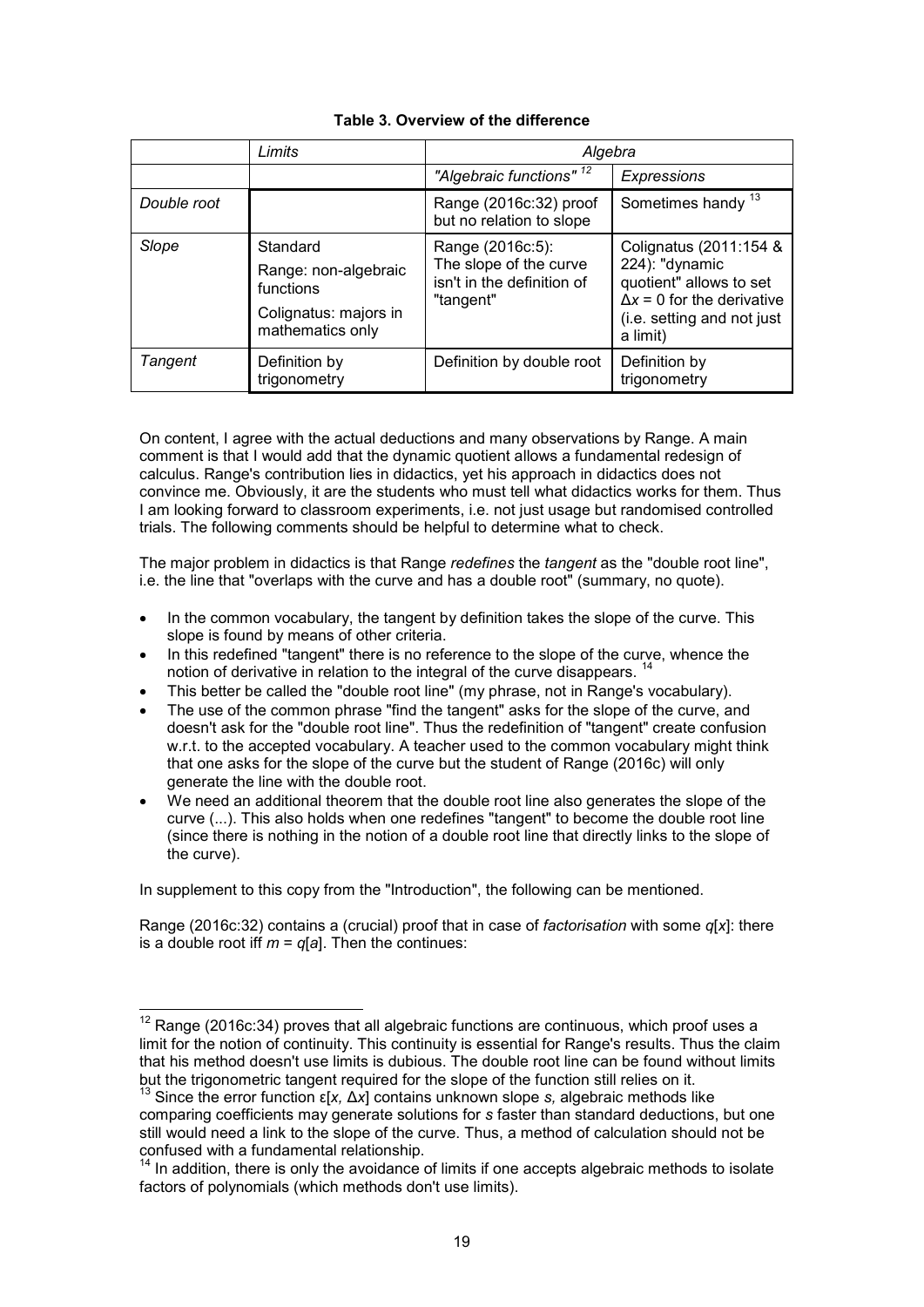**Table 3. Overview of the difference**

| | *Limits* | *Algebra* | |
|---|---|---|---|
| | | *"Algebraic functions"* [12] | *Expressions* |
| *Double root* | | Range (2016c:32) proof but no relation to slope | Sometimes handy [13] |
| *Slope* | Standard<br>Range: non-algebraic functions<br>Colignatus: majors in mathematics only | Range (2016c:5): The slope of the curve isn't in the definition of "tangent" | Colignatus (2011:154 & 224): "dynamic quotient" allows to set $\Delta x = 0$ for the derivative (i.e. setting and not just a limit) |
| *Tangent* | Definition by trigonometry | Definition by double root | Definition by trigonometry |

On content, I agree with the actual deductions and many observations by Range. A main comment is that I would add that the dynamic quotient allows a fundamental redesign of calculus. Range's contribution lies in didactics, yet his approach in didactics does not convince me. Obviously, it are the students who must tell what didactics works for them. Thus I am looking forward to classroom experiments, i.e. not just usage but randomised controlled trials. The following comments should be helpful to determine what to check.

The major problem in didactics is that Range *redefines* the *tangent* as the "double root line", i.e. the line that "overlaps with the curve and has a double root" (summary, no quote).

- In the common vocabulary, the tangent by definition takes the slope of the curve. This slope is found by means of other criteria.
- In this redefined "tangent" there is no reference to the slope of the curve, whence the notion of derivative in relation to the integral of the curve disappears. [14]
- This better be called the "double root line" (my phrase, not in Range's vocabulary).
- The use of the common phrase "find the tangent" asks for the slope of the curve, and doesn't ask for the "double root line". Thus the redefinition of "tangent" create confusion w.r.t. to the accepted vocabulary. A teacher used to the common vocabulary might think that one asks for the slope of the curve but the student of Range (2016c) will only generate the line with the double root.
- We need an additional theorem that the double root line also generates the slope of the curve (...). This also holds when one redefines "tangent" to become the double root line (since there is nothing in the notion of a double root line that directly links to the slope of the curve).

In supplement to this copy from the "Introduction", the following can be mentioned.

Range (2016c:32) contains a (crucial) proof that in case of *factorisation* with some $q[x]$: there is a double root iff $m = q[a]$. Then the continues:

---

[12] Range (2016c:34) proves that all algebraic functions are continuous, which proof uses a limit for the notion of continuity. This continuity is essential for Range's results. Thus the claim that his method doesn't use limits is dubious. The double root line can be found without limits but the trigonometric tangent required for the slope of the function still relies on it.

[13] Since the error function $\varepsilon[x, \Delta x]$ contains unknown slope $s$, algebraic methods like comparing coefficients may generate solutions for $s$ faster than standard deductions, but one still would need a link to the slope of the curve. Thus, a method of calculation should not be confused with a fundamental relationship.

[14] In addition, there is only the avoidance of limits if one accepts algebraic methods to isolate factors of polynomials (which methods don't use limits).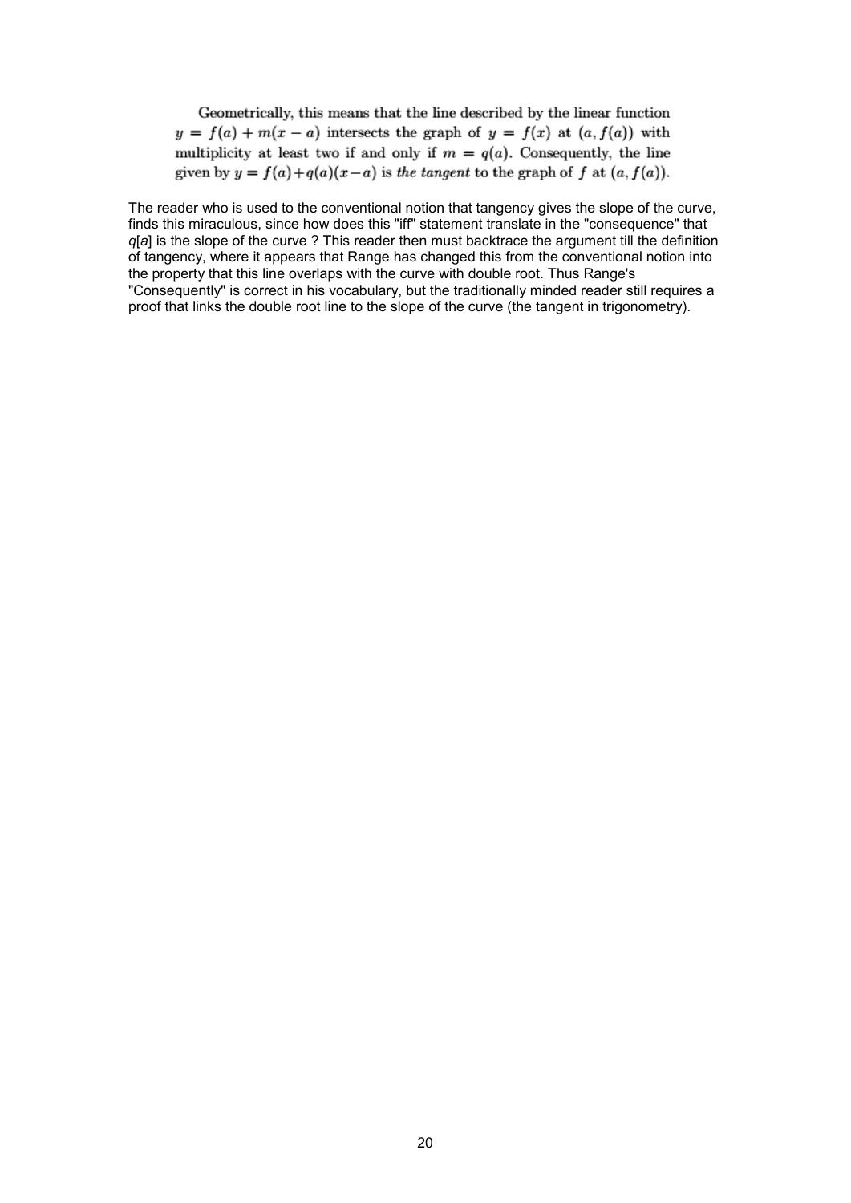Geometrically, this means that the line described by the linear function $y = f(a) + m(x - a)$ intersects the graph of $y = f(x)$ at $(a, f(a))$ with multiplicity at least two if and only if $m = q(a)$. Consequently, the line given by $y = f(a) + q(a)(x - a)$ is *the tangent* to the graph of $f$ at $(a, f(a))$.

The reader who is used to the conventional notion that tangency gives the slope of the curve, finds this miraculous, since how does this "iff" statement translate in the "consequence" that *q*[*a*] is the slope of the curve ? This reader then must backtrace the argument till the definition of tangency, where it appears that Range has changed this from the conventional notion into the property that this line overlaps with the curve with double root. Thus Range's "Consequently" is correct in his vocabulary, but the traditionally minded reader still requires a proof that links the double root line to the slope of the curve (the tangent in trigonometry).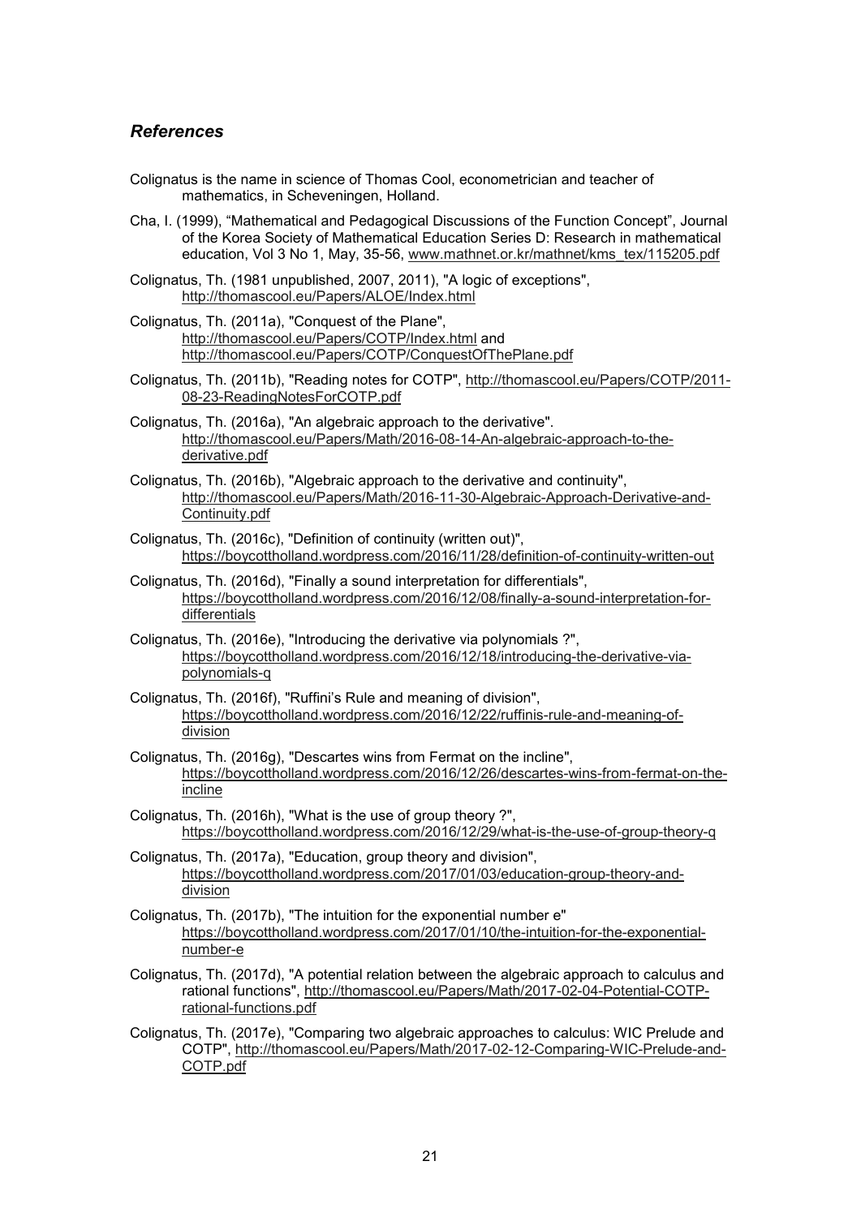### *References*

Colignatus is the name in science of Thomas Cool, econometrician and teacher of mathematics, in Scheveningen, Holland.

Cha, I. (1999), "Mathematical and Pedagogical Discussions of the Function Concept", Journal of the Korea Society of Mathematical Education Series D: Research in mathematical education, Vol 3 No 1, May, 35-56, www.mathnet.or.kr/mathnet/kms_tex/115205.pdf

Colignatus, Th. (1981 unpublished, 2007, 2011), "A logic of exceptions", http://thomascool.eu/Papers/ALOE/Index.html

Colignatus, Th. (2011a), "Conquest of the Plane", http://thomascool.eu/Papers/COTP/Index.html and http://thomascool.eu/Papers/COTP/ConquestOfThePlane.pdf

Colignatus, Th. (2011b), "Reading notes for COTP", http://thomascool.eu/Papers/COTP/2011-08-23-ReadingNotesForCOTP.pdf

Colignatus, Th. (2016a), "An algebraic approach to the derivative". http://thomascool.eu/Papers/Math/2016-08-14-An-algebraic-approach-to-the-derivative.pdf

Colignatus, Th. (2016b), "Algebraic approach to the derivative and continuity", http://thomascool.eu/Papers/Math/2016-11-30-Algebraic-Approach-Derivative-and-Continuity.pdf

Colignatus, Th. (2016c), "Definition of continuity (written out)", https://boycottholland.wordpress.com/2016/11/28/definition-of-continuity-written-out

Colignatus, Th. (2016d), "Finally a sound interpretation for differentials", https://boycottholland.wordpress.com/2016/12/08/finally-a-sound-interpretation-for-differentials

Colignatus, Th. (2016e), "Introducing the derivative via polynomials ?", https://boycottholland.wordpress.com/2016/12/18/introducing-the-derivative-via-polynomials-q

Colignatus, Th. (2016f), "Ruffini's Rule and meaning of division", https://boycottholland.wordpress.com/2016/12/22/ruffinis-rule-and-meaning-of-division

Colignatus, Th. (2016g), "Descartes wins from Fermat on the incline", https://boycottholland.wordpress.com/2016/12/26/descartes-wins-from-fermat-on-the-incline

Colignatus, Th. (2016h), "What is the use of group theory ?", https://boycottholland.wordpress.com/2016/12/29/what-is-the-use-of-group-theory-q

Colignatus, Th. (2017a), "Education, group theory and division", https://boycottholland.wordpress.com/2017/01/03/education-group-theory-and-division

Colignatus, Th. (2017b), "The intuition for the exponential number e" https://boycottholland.wordpress.com/2017/01/10/the-intuition-for-the-exponential-number-e

Colignatus, Th. (2017d), "A potential relation between the algebraic approach to calculus and rational functions", http://thomascool.eu/Papers/Math/2017-02-04-Potential-COTP-rational-functions.pdf

Colignatus, Th. (2017e), "Comparing two algebraic approaches to calculus: WIC Prelude and COTP", http://thomascool.eu/Papers/Math/2017-02-12-Comparing-WIC-Prelude-and-COTP.pdf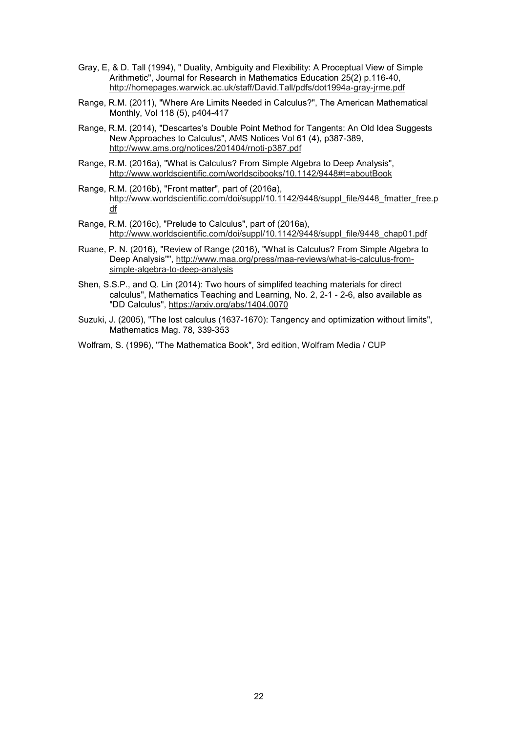Gray, E, & D. Tall (1994), " Duality, Ambiguity and Flexibility: A Proceptual View of Simple Arithmetic", Journal for Research in Mathematics Education 25(2) p.116-40, http://homepages.warwick.ac.uk/staff/David.Tall/pdfs/dot1994a-gray-jrme.pdf

Range, R.M. (2011), "Where Are Limits Needed in Calculus?", The American Mathematical Monthly, Vol 118 (5), p404-417

Range, R.M. (2014), "Descartes's Double Point Method for Tangents: An Old Idea Suggests New Approaches to Calculus", AMS Notices Vol 61 (4), p387-389, http://www.ams.org/notices/201404/rnoti-p387.pdf

Range, R.M. (2016a), "What is Calculus? From Simple Algebra to Deep Analysis", http://www.worldscientific.com/worldscibooks/10.1142/9448#t=aboutBook

Range, R.M. (2016b), "Front matter", part of (2016a), http://www.worldscientific.com/doi/suppl/10.1142/9448/suppl_file/9448_fmatter_free.pdf

Range, R.M. (2016c), "Prelude to Calculus", part of (2016a), http://www.worldscientific.com/doi/suppl/10.1142/9448/suppl_file/9448_chap01.pdf

Ruane, P. N. (2016), "Review of Range (2016), "What is Calculus? From Simple Algebra to Deep Analysis"", http://www.maa.org/press/maa-reviews/what-is-calculus-from-simple-algebra-to-deep-analysis

Shen, S.S.P., and Q. Lin (2014): Two hours of simplifed teaching materials for direct calculus", Mathematics Teaching and Learning, No. 2, 2-1 - 2-6, also available as "DD Calculus", https://arxiv.org/abs/1404.0070

Suzuki, J. (2005), "The lost calculus (1637-1670): Tangency and optimization without limits", Mathematics Mag. 78, 339-353

Wolfram, S. (1996), "The Mathematica Book", 3rd edition, Wolfram Media / CUP